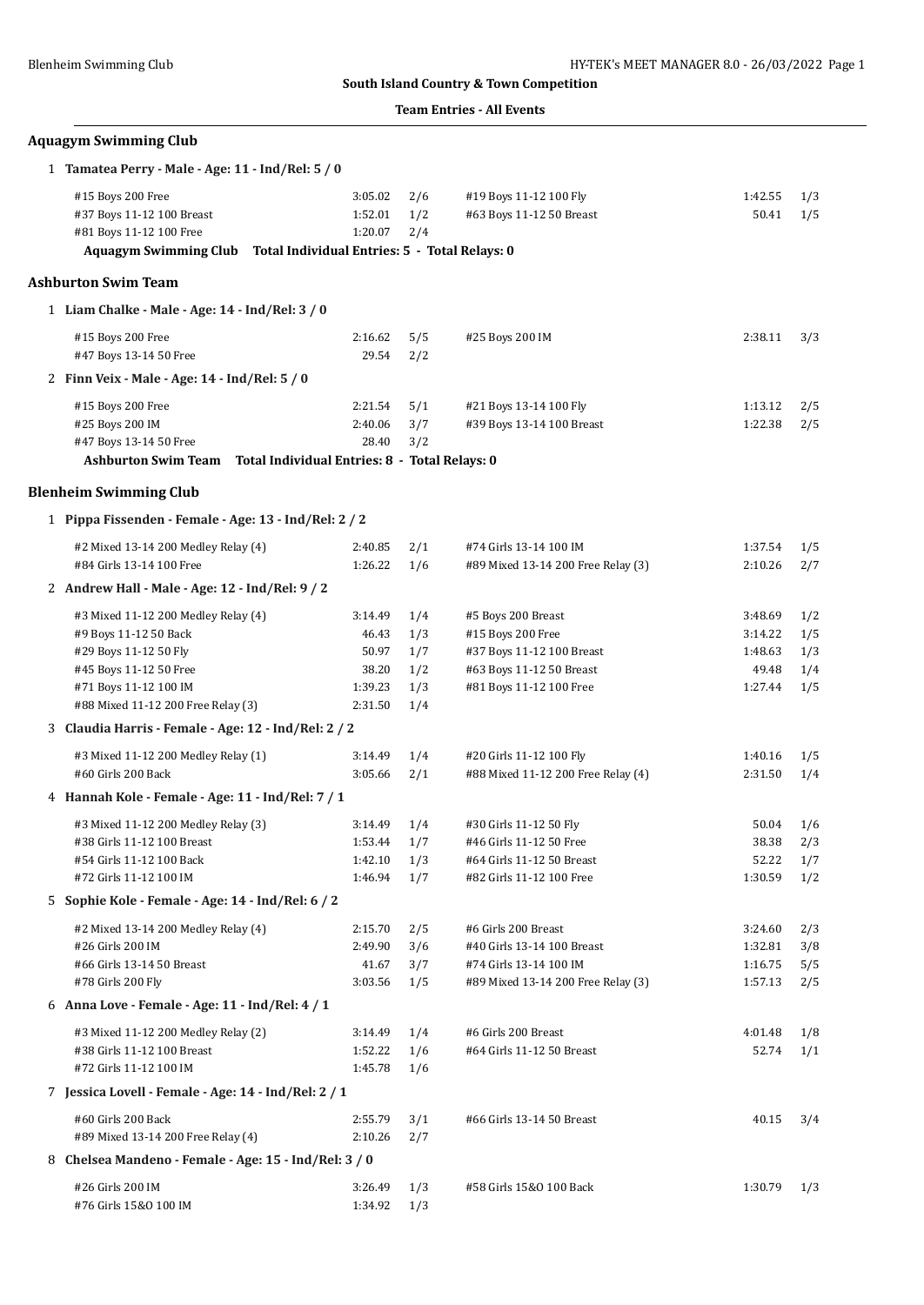**South Island Country & Town Competition**

**Team Entries - All Events**

## Aquagym Swimming Club

**1 Tamatea Perry - Male - Age: 11 - Ind/Rel: 5 / 0**

| Event | Time | Heat/Lane | Event | Time | Heat/Lane |
|---|---|---|---|---|---|
| #15 Boys 200 Free | 3:05.02 | 2/6 | #19 Boys 11-12 100 Fly | 1:42.55 | 1/3 |
| #37 Boys 11-12 100 Breast | 1:52.01 | 1/2 | #63 Boys 11-12 50 Breast | 50.41 | 1/5 |
| #81 Boys 11-12 100 Free | 1:20.07 | 2/4 | | | |

**Aquagym Swimming Club Total Individual Entries: 5 - Total Relays: 0**

## Ashburton Swim Team

**1 Liam Chalke - Male - Age: 14 - Ind/Rel: 3 / 0**

| Event | Time | Heat/Lane | Event | Time | Heat/Lane |
|---|---|---|---|---|---|
| #15 Boys 200 Free | 2:16.62 | 5/5 | #25 Boys 200 IM | 2:38.11 | 3/3 |
| #47 Boys 13-14 50 Free | 29.54 | 2/2 | | | |

**2 Finn Veix - Male - Age: 14 - Ind/Rel: 5 / 0**

| Event | Time | Heat/Lane | Event | Time | Heat/Lane |
|---|---|---|---|---|---|
| #15 Boys 200 Free | 2:21.54 | 5/1 | #21 Boys 13-14 100 Fly | 1:13.12 | 2/5 |
| #25 Boys 200 IM | 2:40.06 | 3/7 | #39 Boys 13-14 100 Breast | 1:22.38 | 2/5 |
| #47 Boys 13-14 50 Free | 28.40 | 3/2 | | | |

**Ashburton Swim Team Total Individual Entries: 8 - Total Relays: 0**

## Blenheim Swimming Club

**1 Pippa Fissenden - Female - Age: 13 - Ind/Rel: 2 / 2**

| Event | Time | Heat/Lane | Event | Time | Heat/Lane |
|---|---|---|---|---|---|
| #2 Mixed 13-14 200 Medley Relay (4) | 2:40.85 | 2/1 | #74 Girls 13-14 100 IM | 1:37.54 | 1/5 |
| #84 Girls 13-14 100 Free | 1:26.22 | 1/6 | #89 Mixed 13-14 200 Free Relay (3) | 2:10.26 | 2/7 |

**2 Andrew Hall - Male - Age: 12 - Ind/Rel: 9 / 2**

| Event | Time | Heat/Lane | Event | Time | Heat/Lane |
|---|---|---|---|---|---|
| #3 Mixed 11-12 200 Medley Relay (4) | 3:14.49 | 1/4 | #5 Boys 200 Breast | 3:48.69 | 1/2 |
| #9 Boys 11-12 50 Back | 46.43 | 1/3 | #15 Boys 200 Free | 3:14.22 | 1/5 |
| #29 Boys 11-12 50 Fly | 50.97 | 1/7 | #37 Boys 11-12 100 Breast | 1:48.63 | 1/3 |
| #45 Boys 11-12 50 Free | 38.20 | 1/2 | #63 Boys 11-12 50 Breast | 49.48 | 1/4 |
| #71 Boys 11-12 100 IM | 1:39.23 | 1/3 | #81 Boys 11-12 100 Free | 1:27.44 | 1/5 |
| #88 Mixed 11-12 200 Free Relay (3) | 2:31.50 | 1/4 | | | |

**3 Claudia Harris - Female - Age: 12 - Ind/Rel: 2 / 2**

| Event | Time | Heat/Lane | Event | Time | Heat/Lane |
|---|---|---|---|---|---|
| #3 Mixed 11-12 200 Medley Relay (1) | 3:14.49 | 1/4 | #20 Girls 11-12 100 Fly | 1:40.16 | 1/5 |
| #60 Girls 200 Back | 3:05.66 | 2/1 | #88 Mixed 11-12 200 Free Relay (4) | 2:31.50 | 1/4 |

**4 Hannah Kole - Female - Age: 11 - Ind/Rel: 7 / 1**

| Event | Time | Heat/Lane | Event | Time | Heat/Lane |
|---|---|---|---|---|---|
| #3 Mixed 11-12 200 Medley Relay (3) | 3:14.49 | 1/4 | #30 Girls 11-12 50 Fly | 50.04 | 1/6 |
| #38 Girls 11-12 100 Breast | 1:53.44 | 1/7 | #46 Girls 11-12 50 Free | 38.38 | 2/3 |
| #54 Girls 11-12 100 Back | 1:42.10 | 1/3 | #64 Girls 11-12 50 Breast | 52.22 | 1/7 |
| #72 Girls 11-12 100 IM | 1:46.94 | 1/7 | #82 Girls 11-12 100 Free | 1:30.59 | 1/2 |

**5 Sophie Kole - Female - Age: 14 - Ind/Rel: 6 / 2**

| Event | Time | Heat/Lane | Event | Time | Heat/Lane |
|---|---|---|---|---|---|
| #2 Mixed 13-14 200 Medley Relay (4) | 2:15.70 | 2/5 | #6 Girls 200 Breast | 3:24.60 | 2/3 |
| #26 Girls 200 IM | 2:49.90 | 3/6 | #40 Girls 13-14 100 Breast | 1:32.81 | 3/8 |
| #66 Girls 13-14 50 Breast | 41.67 | 3/7 | #74 Girls 13-14 100 IM | 1:16.75 | 5/5 |
| #78 Girls 200 Fly | 3:03.56 | 1/5 | #89 Mixed 13-14 200 Free Relay (3) | 1:57.13 | 2/5 |

**6 Anna Love - Female - Age: 11 - Ind/Rel: 4 / 1**

| Event | Time | Heat/Lane | Event | Time | Heat/Lane |
|---|---|---|---|---|---|
| #3 Mixed 11-12 200 Medley Relay (2) | 3:14.49 | 1/4 | #6 Girls 200 Breast | 4:01.48 | 1/8 |
| #38 Girls 11-12 100 Breast | 1:52.22 | 1/6 | #64 Girls 11-12 50 Breast | 52.74 | 1/1 |
| #72 Girls 11-12 100 IM | 1:45.78 | 1/6 | | | |

**7 Jessica Lovell - Female - Age: 14 - Ind/Rel: 2 / 1**

| Event | Time | Heat/Lane | Event | Time | Heat/Lane |
|---|---|---|---|---|---|
| #60 Girls 200 Back | 2:55.79 | 3/1 | #66 Girls 13-14 50 Breast | 40.15 | 3/4 |
| #89 Mixed 13-14 200 Free Relay (4) | 2:10.26 | 2/7 | | | |

**8 Chelsea Mandeno - Female - Age: 15 - Ind/Rel: 3 / 0**

| Event | Time | Heat/Lane | Event | Time | Heat/Lane |
|---|---|---|---|---|---|
| #26 Girls 200 IM | 3:26.49 | 1/3 | #58 Girls 15&O 100 Back | 1:30.79 | 1/3 |
| #76 Girls 15&O 100 IM | 1:34.92 | 1/3 | | | |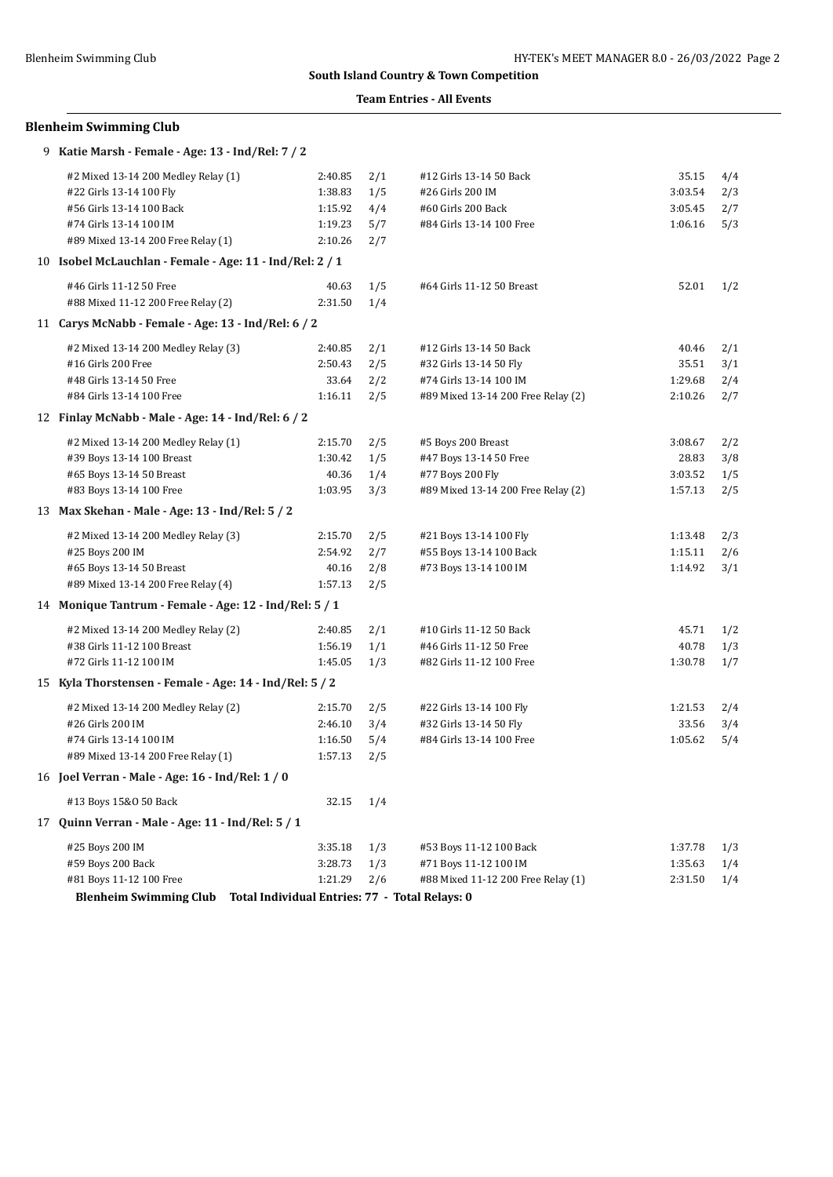**South Island Country & Town Competition**

**Team Entries - All Events**

## Blenheim Swimming Club

### 9 Katie Marsh - Female - Age: 13 - Ind/Rel: 7 / 2

| Event | Time | | Event | Time | |
|---|---|---|---|---|---|
| #2 Mixed 13-14 200 Medley Relay (1) | 2:40.85 | 2/1 | #12 Girls 13-14 50 Back | 35.15 | 4/4 |
| #22 Girls 13-14 100 Fly | 1:38.83 | 1/5 | #26 Girls 200 IM | 3:03.54 | 2/3 |
| #56 Girls 13-14 100 Back | 1:15.92 | 4/4 | #60 Girls 200 Back | 3:05.45 | 2/7 |
| #74 Girls 13-14 100 IM | 1:19.23 | 5/7 | #84 Girls 13-14 100 Free | 1:06.16 | 5/3 |
| #89 Mixed 13-14 200 Free Relay (1) | 2:10.26 | 2/7 | | | |

### 10 Isobel McLauchlan - Female - Age: 11 - Ind/Rel: 2 / 1

| Event | Time | | Event | Time | |
|---|---|---|---|---|---|
| #46 Girls 11-12 50 Free | 40.63 | 1/5 | #64 Girls 11-12 50 Breast | 52.01 | 1/2 |
| #88 Mixed 11-12 200 Free Relay (2) | 2:31.50 | 1/4 | | | |

### 11 Carys McNabb - Female - Age: 13 - Ind/Rel: 6 / 2

| Event | Time | | Event | Time | |
|---|---|---|---|---|---|
| #2 Mixed 13-14 200 Medley Relay (3) | 2:40.85 | 2/1 | #12 Girls 13-14 50 Back | 40.46 | 2/1 |
| #16 Girls 200 Free | 2:50.43 | 2/5 | #32 Girls 13-14 50 Fly | 35.51 | 3/1 |
| #48 Girls 13-14 50 Free | 33.64 | 2/2 | #74 Girls 13-14 100 IM | 1:29.68 | 2/4 |
| #84 Girls 13-14 100 Free | 1:16.11 | 2/5 | #89 Mixed 13-14 200 Free Relay (2) | 2:10.26 | 2/7 |

### 12 Finlay McNabb - Male - Age: 14 - Ind/Rel: 6 / 2

| Event | Time | | Event | Time | |
|---|---|---|---|---|---|
| #2 Mixed 13-14 200 Medley Relay (1) | 2:15.70 | 2/5 | #5 Boys 200 Breast | 3:08.67 | 2/2 |
| #39 Boys 13-14 100 Breast | 1:30.42 | 1/5 | #47 Boys 13-14 50 Free | 28.83 | 3/8 |
| #65 Boys 13-14 50 Breast | 40.36 | 1/4 | #77 Boys 200 Fly | 3:03.52 | 1/5 |
| #83 Boys 13-14 100 Free | 1:03.95 | 3/3 | #89 Mixed 13-14 200 Free Relay (2) | 1:57.13 | 2/5 |

### 13 Max Skehan - Male - Age: 13 - Ind/Rel: 5 / 2

| Event | Time | | Event | Time | |
|---|---|---|---|---|---|
| #2 Mixed 13-14 200 Medley Relay (3) | 2:15.70 | 2/5 | #21 Boys 13-14 100 Fly | 1:13.48 | 2/3 |
| #25 Boys 200 IM | 2:54.92 | 2/7 | #55 Boys 13-14 100 Back | 1:15.11 | 2/6 |
| #65 Boys 13-14 50 Breast | 40.16 | 2/8 | #73 Boys 13-14 100 IM | 1:14.92 | 3/1 |
| #89 Mixed 13-14 200 Free Relay (4) | 1:57.13 | 2/5 | | | |

### 14 Monique Tantrum - Female - Age: 12 - Ind/Rel: 5 / 1

| Event | Time | | Event | Time | |
|---|---|---|---|---|---|
| #2 Mixed 13-14 200 Medley Relay (2) | 2:40.85 | 2/1 | #10 Girls 11-12 50 Back | 45.71 | 1/2 |
| #38 Girls 11-12 100 Breast | 1:56.19 | 1/1 | #46 Girls 11-12 50 Free | 40.78 | 1/3 |
| #72 Girls 11-12 100 IM | 1:45.05 | 1/3 | #82 Girls 11-12 100 Free | 1:30.78 | 1/7 |

### 15 Kyla Thorstensen - Female - Age: 14 - Ind/Rel: 5 / 2

| Event | Time | | Event | Time | |
|---|---|---|---|---|---|
| #2 Mixed 13-14 200 Medley Relay (2) | 2:15.70 | 2/5 | #22 Girls 13-14 100 Fly | 1:21.53 | 2/4 |
| #26 Girls 200 IM | 2:46.10 | 3/4 | #32 Girls 13-14 50 Fly | 33.56 | 3/4 |
| #74 Girls 13-14 100 IM | 1:16.50 | 5/4 | #84 Girls 13-14 100 Free | 1:05.62 | 5/4 |
| #89 Mixed 13-14 200 Free Relay (1) | 1:57.13 | 2/5 | | | |

### 16 Joel Verran - Male - Age: 16 - Ind/Rel: 1 / 0

| Event | Time | |
|---|---|---|
| #13 Boys 15&O 50 Back | 32.15 | 1/4 |

### 17 Quinn Verran - Male - Age: 11 - Ind/Rel: 5 / 1

| Event | Time | | Event | Time | |
|---|---|---|---|---|---|
| #25 Boys 200 IM | 3:35.18 | 1/3 | #53 Boys 11-12 100 Back | 1:37.78 | 1/3 |
| #59 Boys 200 Back | 3:28.73 | 1/3 | #71 Boys 11-12 100 IM | 1:35.63 | 1/4 |
| #81 Boys 11-12 100 Free | 1:21.29 | 2/6 | #88 Mixed 11-12 200 Free Relay (1) | 2:31.50 | 1/4 |

**Blenheim Swimming Club Total Individual Entries: 77 - Total Relays: 0**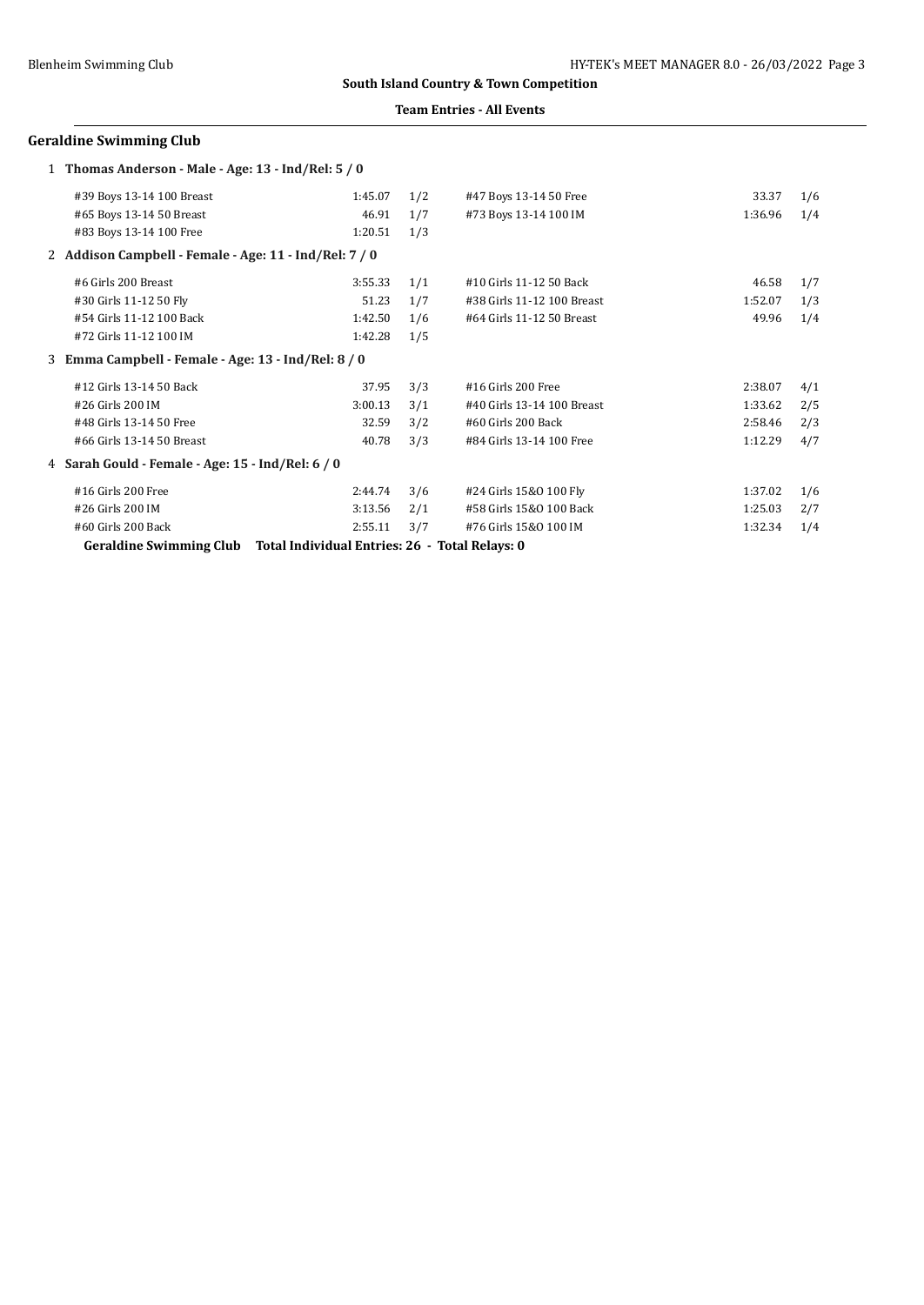**South Island Country & Town Competition**

**Team Entries - All Events**

### Geraldine Swimming Club

**1 Thomas Anderson - Male - Age: 13 - Ind/Rel: 5 / 0**

| Event | Time | Heat/Lane | Event | Time | Heat/Lane |
|---|---|---|---|---|---|
| #39 Boys 13-14 100 Breast | 1:45.07 | 1/2 | #47 Boys 13-14 50 Free | 33.37 | 1/6 |
| #65 Boys 13-14 50 Breast | 46.91 | 1/7 | #73 Boys 13-14 100 IM | 1:36.96 | 1/4 |
| #83 Boys 13-14 100 Free | 1:20.51 | 1/3 | | | |

**2 Addison Campbell - Female - Age: 11 - Ind/Rel: 7 / 0**

| Event | Time | Heat/Lane | Event | Time | Heat/Lane |
|---|---|---|---|---|---|
| #6 Girls 200 Breast | 3:55.33 | 1/1 | #10 Girls 11-12 50 Back | 46.58 | 1/7 |
| #30 Girls 11-12 50 Fly | 51.23 | 1/7 | #38 Girls 11-12 100 Breast | 1:52.07 | 1/3 |
| #54 Girls 11-12 100 Back | 1:42.50 | 1/6 | #64 Girls 11-12 50 Breast | 49.96 | 1/4 |
| #72 Girls 11-12 100 IM | 1:42.28 | 1/5 | | | |

**3 Emma Campbell - Female - Age: 13 - Ind/Rel: 8 / 0**

| Event | Time | Heat/Lane | Event | Time | Heat/Lane |
|---|---|---|---|---|---|
| #12 Girls 13-14 50 Back | 37.95 | 3/3 | #16 Girls 200 Free | 2:38.07 | 4/1 |
| #26 Girls 200 IM | 3:00.13 | 3/1 | #40 Girls 13-14 100 Breast | 1:33.62 | 2/5 |
| #48 Girls 13-14 50 Free | 32.59 | 3/2 | #60 Girls 200 Back | 2:58.46 | 2/3 |
| #66 Girls 13-14 50 Breast | 40.78 | 3/3 | #84 Girls 13-14 100 Free | 1:12.29 | 4/7 |

**4 Sarah Gould - Female - Age: 15 - Ind/Rel: 6 / 0**

| Event | Time | Heat/Lane | Event | Time | Heat/Lane |
|---|---|---|---|---|---|
| #16 Girls 200 Free | 2:44.74 | 3/6 | #24 Girls 15&O 100 Fly | 1:37.02 | 1/6 |
| #26 Girls 200 IM | 3:13.56 | 2/1 | #58 Girls 15&O 100 Back | 1:25.03 | 2/7 |
| #60 Girls 200 Back | 2:55.11 | 3/7 | #76 Girls 15&O 100 IM | 1:32.34 | 1/4 |

**Geraldine Swimming Club Total Individual Entries: 26 - Total Relays: 0**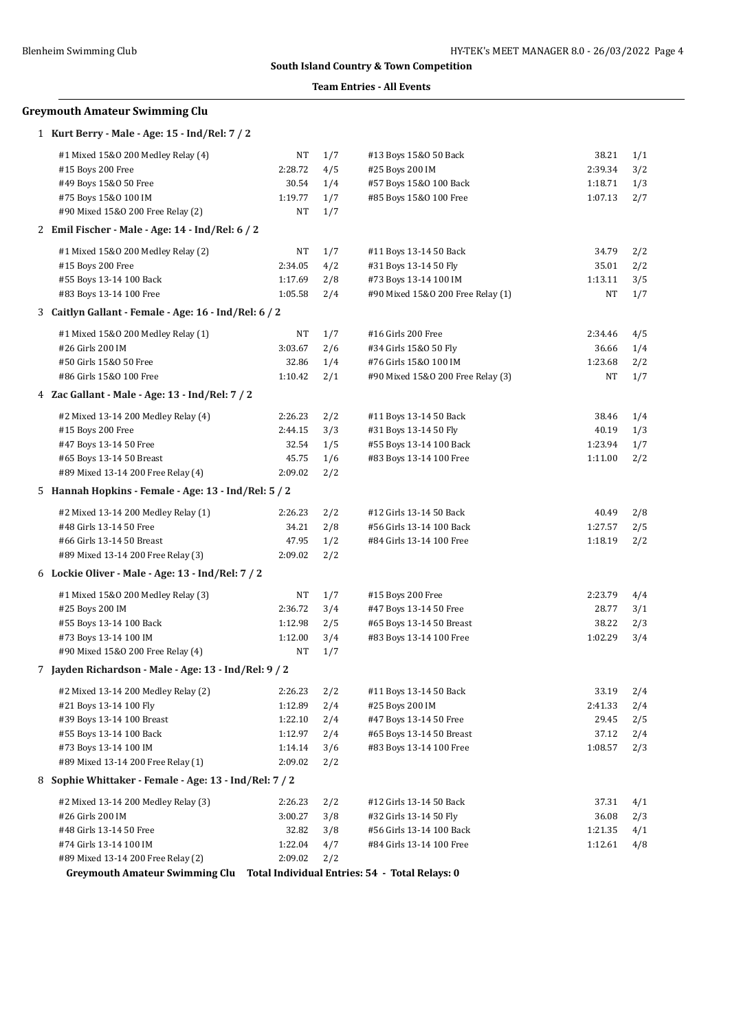**South Island Country & Town Competition**

**Team Entries - All Events**

## Greymouth Amateur Swimming Clu

### 1 Kurt Berry - Male - Age: 15 - Ind/Rel: 7 / 2

| Event | Time | Heat/Lane | Event | Time | Heat/Lane |
|---|---|---|---|---|---|
| #1 Mixed 15&O 200 Medley Relay (4) | NT | 1/7 | #13 Boys 15&O 50 Back | 38.21 | 1/1 |
| #15 Boys 200 Free | 2:28.72 | 4/5 | #25 Boys 200 IM | 2:39.34 | 3/2 |
| #49 Boys 15&O 50 Free | 30.54 | 1/4 | #57 Boys 15&O 100 Back | 1:18.71 | 1/3 |
| #75 Boys 15&O 100 IM | 1:19.77 | 1/7 | #85 Boys 15&O 100 Free | 1:07.13 | 2/7 |
| #90 Mixed 15&O 200 Free Relay (2) | NT | 1/7 | | | |

### 2 Emil Fischer - Male - Age: 14 - Ind/Rel: 6 / 2

| Event | Time | Heat/Lane | Event | Time | Heat/Lane |
|---|---|---|---|---|---|
| #1 Mixed 15&O 200 Medley Relay (2) | NT | 1/7 | #11 Boys 13-14 50 Back | 34.79 | 2/2 |
| #15 Boys 200 Free | 2:34.05 | 4/2 | #31 Boys 13-14 50 Fly | 35.01 | 2/2 |
| #55 Boys 13-14 100 Back | 1:17.69 | 2/8 | #73 Boys 13-14 100 IM | 1:13.11 | 3/5 |
| #83 Boys 13-14 100 Free | 1:05.58 | 2/4 | #90 Mixed 15&O 200 Free Relay (1) | NT | 1/7 |

### 3 Caitlyn Gallant - Female - Age: 16 - Ind/Rel: 6 / 2

| Event | Time | Heat/Lane | Event | Time | Heat/Lane |
|---|---|---|---|---|---|
| #1 Mixed 15&O 200 Medley Relay (1) | NT | 1/7 | #16 Girls 200 Free | 2:34.46 | 4/5 |
| #26 Girls 200 IM | 3:03.67 | 2/6 | #34 Girls 15&O 50 Fly | 36.66 | 1/4 |
| #50 Girls 15&O 50 Free | 32.86 | 1/4 | #76 Girls 15&O 100 IM | 1:23.68 | 2/2 |
| #86 Girls 15&O 100 Free | 1:10.42 | 2/1 | #90 Mixed 15&O 200 Free Relay (3) | NT | 1/7 |

### 4 Zac Gallant - Male - Age: 13 - Ind/Rel: 7 / 2

| Event | Time | Heat/Lane | Event | Time | Heat/Lane |
|---|---|---|---|---|---|
| #2 Mixed 13-14 200 Medley Relay (4) | 2:26.23 | 2/2 | #11 Boys 13-14 50 Back | 38.46 | 1/4 |
| #15 Boys 200 Free | 2:44.15 | 3/3 | #31 Boys 13-14 50 Fly | 40.19 | 1/3 |
| #47 Boys 13-14 50 Free | 32.54 | 1/5 | #55 Boys 13-14 100 Back | 1:23.94 | 1/7 |
| #65 Boys 13-14 50 Breast | 45.75 | 1/6 | #83 Boys 13-14 100 Free | 1:11.00 | 2/2 |
| #89 Mixed 13-14 200 Free Relay (4) | 2:09.02 | 2/2 | | | |

### 5 Hannah Hopkins - Female - Age: 13 - Ind/Rel: 5 / 2

| Event | Time | Heat/Lane | Event | Time | Heat/Lane |
|---|---|---|---|---|---|
| #2 Mixed 13-14 200 Medley Relay (1) | 2:26.23 | 2/2 | #12 Girls 13-14 50 Back | 40.49 | 2/8 |
| #48 Girls 13-14 50 Free | 34.21 | 2/8 | #56 Girls 13-14 100 Back | 1:27.57 | 2/5 |
| #66 Girls 13-14 50 Breast | 47.95 | 1/2 | #84 Girls 13-14 100 Free | 1:18.19 | 2/2 |
| #89 Mixed 13-14 200 Free Relay (3) | 2:09.02 | 2/2 | | | |

### 6 Lockie Oliver - Male - Age: 13 - Ind/Rel: 7 / 2

| Event | Time | Heat/Lane | Event | Time | Heat/Lane |
|---|---|---|---|---|---|
| #1 Mixed 15&O 200 Medley Relay (3) | NT | 1/7 | #15 Boys 200 Free | 2:23.79 | 4/4 |
| #25 Boys 200 IM | 2:36.72 | 3/4 | #47 Boys 13-14 50 Free | 28.77 | 3/1 |
| #55 Boys 13-14 100 Back | 1:12.98 | 2/5 | #65 Boys 13-14 50 Breast | 38.22 | 2/3 |
| #73 Boys 13-14 100 IM | 1:12.00 | 3/4 | #83 Boys 13-14 100 Free | 1:02.29 | 3/4 |
| #90 Mixed 15&O 200 Free Relay (4) | NT | 1/7 | | | |

### 7 Jayden Richardson - Male - Age: 13 - Ind/Rel: 9 / 2

| Event | Time | Heat/Lane | Event | Time | Heat/Lane |
|---|---|---|---|---|---|
| #2 Mixed 13-14 200 Medley Relay (2) | 2:26.23 | 2/2 | #11 Boys 13-14 50 Back | 33.19 | 2/4 |
| #21 Boys 13-14 100 Fly | 1:12.89 | 2/4 | #25 Boys 200 IM | 2:41.33 | 2/4 |
| #39 Boys 13-14 100 Breast | 1:22.10 | 2/4 | #47 Boys 13-14 50 Free | 29.45 | 2/5 |
| #55 Boys 13-14 100 Back | 1:12.97 | 2/4 | #65 Boys 13-14 50 Breast | 37.12 | 2/4 |
| #73 Boys 13-14 100 IM | 1:14.14 | 3/6 | #83 Boys 13-14 100 Free | 1:08.57 | 2/3 |
| #89 Mixed 13-14 200 Free Relay (1) | 2:09.02 | 2/2 | | | |

### 8 Sophie Whittaker - Female - Age: 13 - Ind/Rel: 7 / 2

| Event | Time | Heat/Lane | Event | Time | Heat/Lane |
|---|---|---|---|---|---|
| #2 Mixed 13-14 200 Medley Relay (3) | 2:26.23 | 2/2 | #12 Girls 13-14 50 Back | 37.31 | 4/1 |
| #26 Girls 200 IM | 3:00.27 | 3/8 | #32 Girls 13-14 50 Fly | 36.08 | 2/3 |
| #48 Girls 13-14 50 Free | 32.82 | 3/8 | #56 Girls 13-14 100 Back | 1:21.35 | 4/1 |
| #74 Girls 13-14 100 IM | 1:22.04 | 4/7 | #84 Girls 13-14 100 Free | 1:12.61 | 4/8 |
| #89 Mixed 13-14 200 Free Relay (2) | 2:09.02 | 2/2 | | | |

**Greymouth Amateur Swimming Clu  Total Individual Entries: 54 - Total Relays: 0**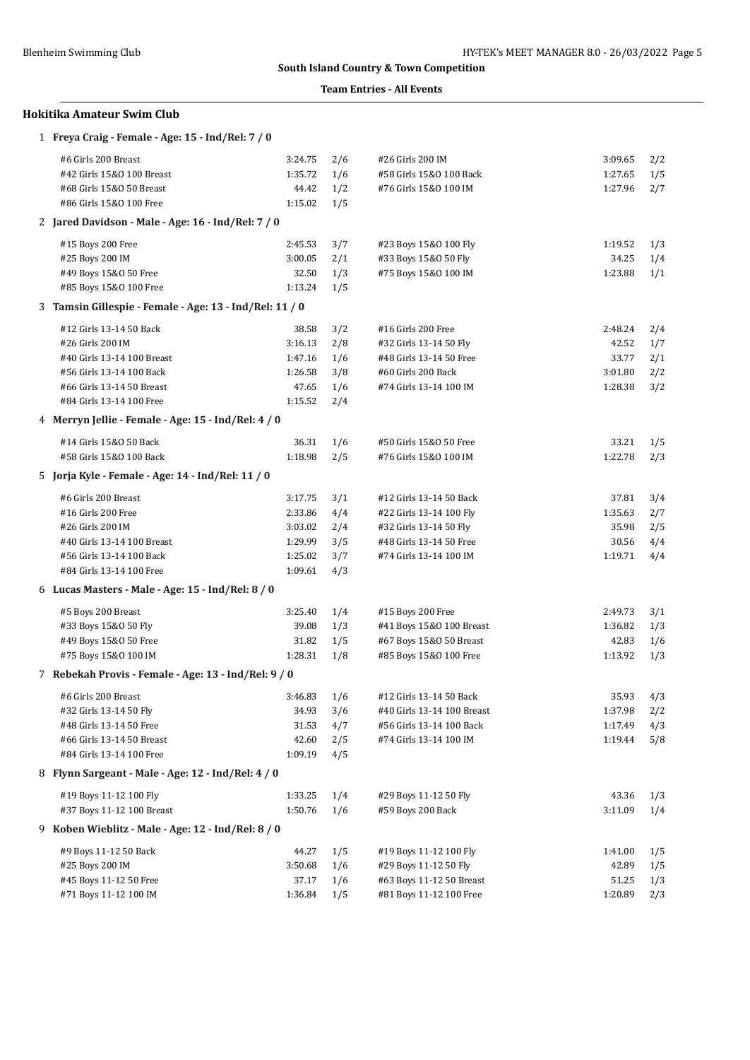**South Island Country & Town Competition**

**Team Entries - All Events**

## Hokitika Amateur Swim Club

### 1 Freya Craig - Female - Age: 15 - Ind/Rel: 7 / 0

| Event | Time | Heat/Lane | Event | Time | Heat/Lane |
|---|---|---|---|---|---|
| #6 Girls 200 Breast | 3:24.75 | 2/6 | #26 Girls 200 IM | 3:09.65 | 2/2 |
| #42 Girls 15&O 100 Breast | 1:35.72 | 1/6 | #58 Girls 15&O 100 Back | 1:27.65 | 1/5 |
| #68 Girls 15&O 50 Breast | 44.42 | 1/2 | #76 Girls 15&O 100 IM | 1:27.96 | 2/7 |
| #86 Girls 15&O 100 Free | 1:15.02 | 1/5 | | | |

### 2 Jared Davidson - Male - Age: 16 - Ind/Rel: 7 / 0

| Event | Time | Heat/Lane | Event | Time | Heat/Lane |
|---|---|---|---|---|---|
| #15 Boys 200 Free | 2:45.53 | 3/7 | #23 Boys 15&O 100 Fly | 1:19.52 | 1/3 |
| #25 Boys 200 IM | 3:00.05 | 2/1 | #33 Boys 15&O 50 Fly | 34.25 | 1/4 |
| #49 Boys 15&O 50 Free | 32.50 | 1/3 | #75 Boys 15&O 100 IM | 1:23.88 | 1/1 |
| #85 Boys 15&O 100 Free | 1:13.24 | 1/5 | | | |

### 3 Tamsin Gillespie - Female - Age: 13 - Ind/Rel: 11 / 0

| Event | Time | Heat/Lane | Event | Time | Heat/Lane |
|---|---|---|---|---|---|
| #12 Girls 13-14 50 Back | 38.58 | 3/2 | #16 Girls 200 Free | 2:48.24 | 2/4 |
| #26 Girls 200 IM | 3:16.13 | 2/8 | #32 Girls 13-14 50 Fly | 42.52 | 1/7 |
| #40 Girls 13-14 100 Breast | 1:47.16 | 1/6 | #48 Girls 13-14 50 Free | 33.77 | 2/1 |
| #56 Girls 13-14 100 Back | 1:26.58 | 3/8 | #60 Girls 200 Back | 3:01.80 | 2/2 |
| #66 Girls 13-14 50 Breast | 47.65 | 1/6 | #74 Girls 13-14 100 IM | 1:28.38 | 3/2 |
| #84 Girls 13-14 100 Free | 1:15.52 | 2/4 | | | |

### 4 Merryn Jellie - Female - Age: 15 - Ind/Rel: 4 / 0

| Event | Time | Heat/Lane | Event | Time | Heat/Lane |
|---|---|---|---|---|---|
| #14 Girls 15&O 50 Back | 36.31 | 1/6 | #50 Girls 15&O 50 Free | 33.21 | 1/5 |
| #58 Girls 15&O 100 Back | 1:18.98 | 2/5 | #76 Girls 15&O 100 IM | 1:22.78 | 2/3 |

### 5 Jorja Kyle - Female - Age: 14 - Ind/Rel: 11 / 0

| Event | Time | Heat/Lane | Event | Time | Heat/Lane |
|---|---|---|---|---|---|
| #6 Girls 200 Breast | 3:17.75 | 3/1 | #12 Girls 13-14 50 Back | 37.81 | 3/4 |
| #16 Girls 200 Free | 2:33.86 | 4/4 | #22 Girls 13-14 100 Fly | 1:35.63 | 2/7 |
| #26 Girls 200 IM | 3:03.02 | 2/4 | #32 Girls 13-14 50 Fly | 35.98 | 2/5 |
| #40 Girls 13-14 100 Breast | 1:29.99 | 3/5 | #48 Girls 13-14 50 Free | 30.56 | 4/4 |
| #56 Girls 13-14 100 Back | 1:25.02 | 3/7 | #74 Girls 13-14 100 IM | 1:19.71 | 4/4 |
| #84 Girls 13-14 100 Free | 1:09.61 | 4/3 | | | |

### 6 Lucas Masters - Male - Age: 15 - Ind/Rel: 8 / 0

| Event | Time | Heat/Lane | Event | Time | Heat/Lane |
|---|---|---|---|---|---|
| #5 Boys 200 Breast | 3:25.40 | 1/4 | #15 Boys 200 Free | 2:49.73 | 3/1 |
| #33 Boys 15&O 50 Fly | 39.08 | 1/3 | #41 Boys 15&O 100 Breast | 1:36.82 | 1/3 |
| #49 Boys 15&O 50 Free | 31.82 | 1/5 | #67 Boys 15&O 50 Breast | 42.83 | 1/6 |
| #75 Boys 15&O 100 IM | 1:28.31 | 1/8 | #85 Boys 15&O 100 Free | 1:13.92 | 1/3 |

### 7 Rebekah Provis - Female - Age: 13 - Ind/Rel: 9 / 0

| Event | Time | Heat/Lane | Event | Time | Heat/Lane |
|---|---|---|---|---|---|
| #6 Girls 200 Breast | 3:46.83 | 1/6 | #12 Girls 13-14 50 Back | 35.93 | 4/3 |
| #32 Girls 13-14 50 Fly | 34.93 | 3/6 | #40 Girls 13-14 100 Breast | 1:37.98 | 2/2 |
| #48 Girls 13-14 50 Free | 31.53 | 4/7 | #56 Girls 13-14 100 Back | 1:17.49 | 4/3 |
| #66 Girls 13-14 50 Breast | 42.60 | 2/5 | #74 Girls 13-14 100 IM | 1:19.44 | 5/8 |
| #84 Girls 13-14 100 Free | 1:09.19 | 4/5 | | | |

### 8 Flynn Sargeant - Male - Age: 12 - Ind/Rel: 4 / 0

| Event | Time | Heat/Lane | Event | Time | Heat/Lane |
|---|---|---|---|---|---|
| #19 Boys 11-12 100 Fly | 1:33.25 | 1/4 | #29 Boys 11-12 50 Fly | 43.36 | 1/3 |
| #37 Boys 11-12 100 Breast | 1:50.76 | 1/6 | #59 Boys 200 Back | 3:11.09 | 1/4 |

### 9 Koben Wieblitz - Male - Age: 12 - Ind/Rel: 8 / 0

| Event | Time | Heat/Lane | Event | Time | Heat/Lane |
|---|---|---|---|---|---|
| #9 Boys 11-12 50 Back | 44.27 | 1/5 | #19 Boys 11-12 100 Fly | 1:41.00 | 1/5 |
| #25 Boys 200 IM | 3:50.68 | 1/6 | #29 Boys 11-12 50 Fly | 42.89 | 1/5 |
| #45 Boys 11-12 50 Free | 37.17 | 1/6 | #63 Boys 11-12 50 Breast | 51.25 | 1/3 |
| #71 Boys 11-12 100 IM | 1:36.84 | 1/5 | #81 Boys 11-12 100 Free | 1:20.89 | 2/3 |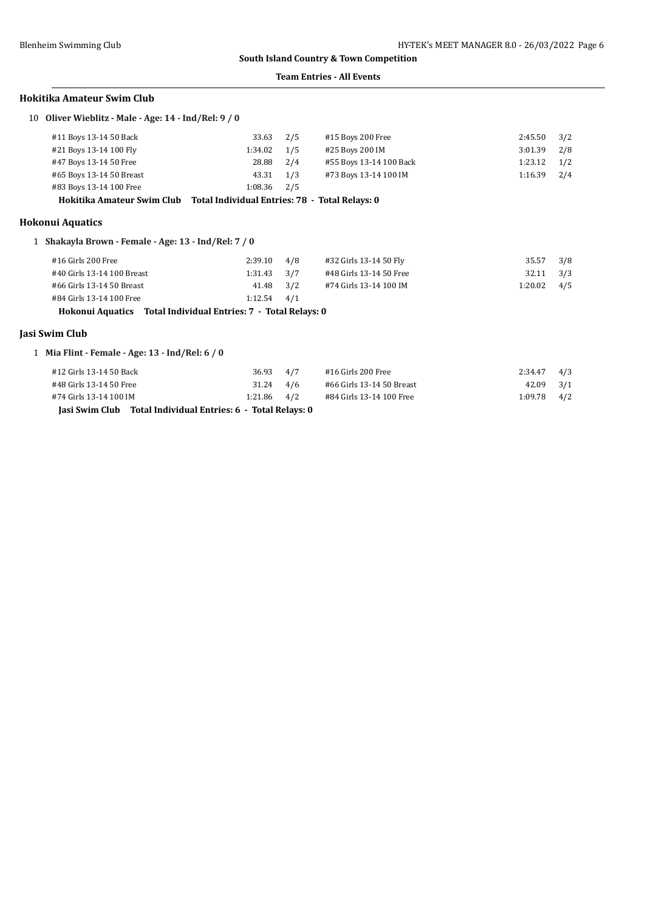**South Island Country & Town Competition**

**Team Entries - All Events**

### Hokitika Amateur Swim Club

10 **Oliver Wieblitz - Male - Age: 14 - Ind/Rel: 9 / 0**

| Event | Time | Heat/Lane | Event | Time | Heat/Lane |
|---|---|---|---|---|---|
| #11 Boys 13-14 50 Back | 33.63 | 2/5 | #15 Boys 200 Free | 2:45.50 | 3/2 |
| #21 Boys 13-14 100 Fly | 1:34.02 | 1/5 | #25 Boys 200 IM | 3:01.39 | 2/8 |
| #47 Boys 13-14 50 Free | 28.88 | 2/4 | #55 Boys 13-14 100 Back | 1:23.12 | 1/2 |
| #65 Boys 13-14 50 Breast | 43.31 | 1/3 | #73 Boys 13-14 100 IM | 1:16.39 | 2/4 |
| #83 Boys 13-14 100 Free | 1:08.36 | 2/5 | | | |

**Hokitika Amateur Swim Club Total Individual Entries: 78 - Total Relays: 0**

### Hokonui Aquatics

1 **Shakayla Brown - Female - Age: 13 - Ind/Rel: 7 / 0**

| Event | Time | Heat/Lane | Event | Time | Heat/Lane |
|---|---|---|---|---|---|
| #16 Girls 200 Free | 2:39.10 | 4/8 | #32 Girls 13-14 50 Fly | 35.57 | 3/8 |
| #40 Girls 13-14 100 Breast | 1:31.43 | 3/7 | #48 Girls 13-14 50 Free | 32.11 | 3/3 |
| #66 Girls 13-14 50 Breast | 41.48 | 3/2 | #74 Girls 13-14 100 IM | 1:20.02 | 4/5 |
| #84 Girls 13-14 100 Free | 1:12.54 | 4/1 | | | |

**Hokonui Aquatics Total Individual Entries: 7 - Total Relays: 0**

### Jasi Swim Club

1 **Mia Flint - Female - Age: 13 - Ind/Rel: 6 / 0**

| Event | Time | Heat/Lane | Event | Time | Heat/Lane |
|---|---|---|---|---|---|
| #12 Girls 13-14 50 Back | 36.93 | 4/7 | #16 Girls 200 Free | 2:34.47 | 4/3 |
| #48 Girls 13-14 50 Free | 31.24 | 4/6 | #66 Girls 13-14 50 Breast | 42.09 | 3/1 |
| #74 Girls 13-14 100 IM | 1:21.86 | 4/2 | #84 Girls 13-14 100 Free | 1:09.78 | 4/2 |

**Jasi Swim Club Total Individual Entries: 6 - Total Relays: 0**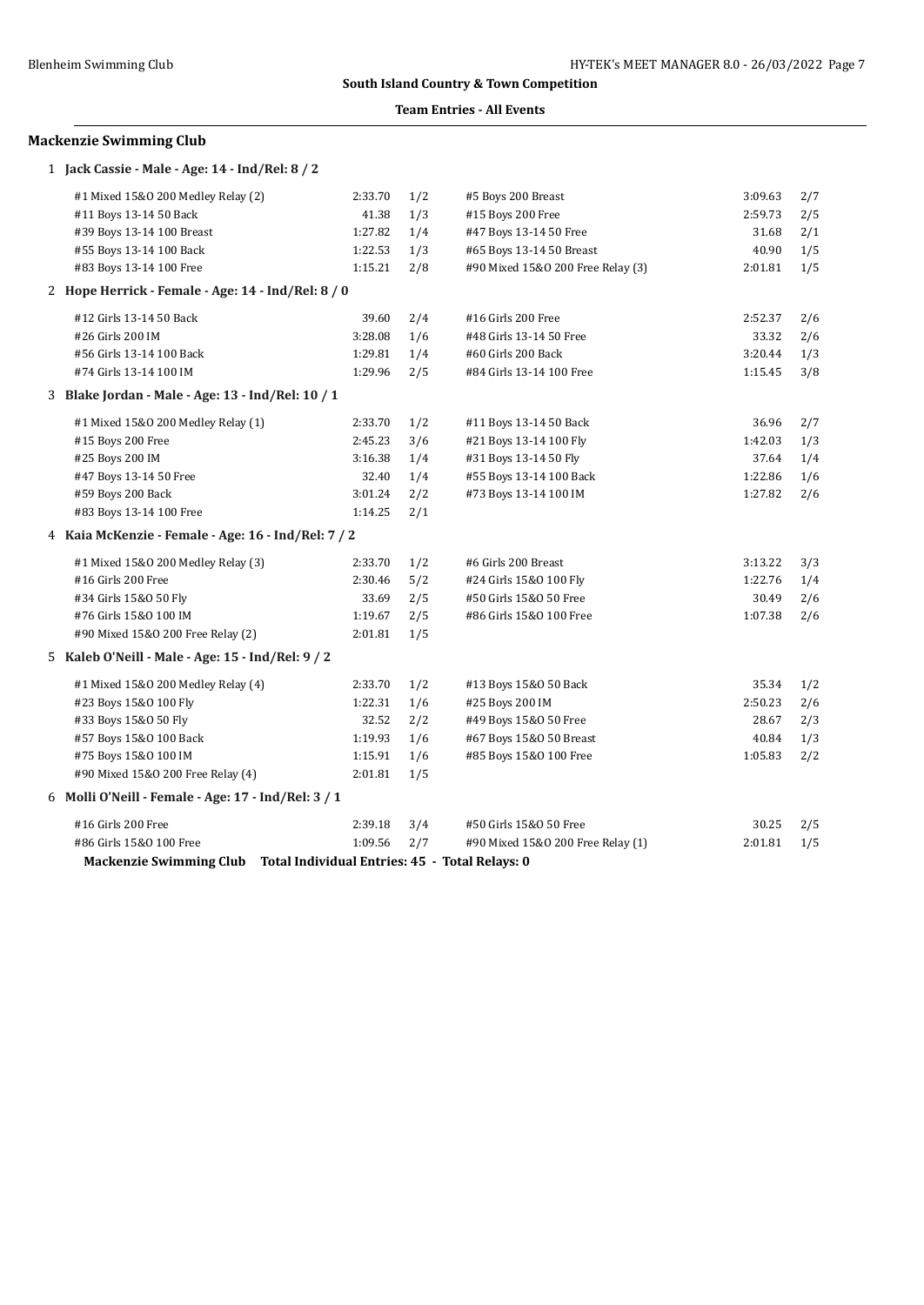**South Island Country & Town Competition**

**Team Entries - All Events**

## Mackenzie Swimming Club

### 1 Jack Cassie - Male - Age: 14 - Ind/Rel: 8 / 2

| Event | Time | Heat/Lane | Event | Time | Heat/Lane |
|---|---|---|---|---|---|
| #1 Mixed 15&O 200 Medley Relay (2) | 2:33.70 | 1/2 | #5 Boys 200 Breast | 3:09.63 | 2/7 |
| #11 Boys 13-14 50 Back | 41.38 | 1/3 | #15 Boys 200 Free | 2:59.73 | 2/5 |
| #39 Boys 13-14 100 Breast | 1:27.82 | 1/4 | #47 Boys 13-14 50 Free | 31.68 | 2/1 |
| #55 Boys 13-14 100 Back | 1:22.53 | 1/3 | #65 Boys 13-14 50 Breast | 40.90 | 1/5 |
| #83 Boys 13-14 100 Free | 1:15.21 | 2/8 | #90 Mixed 15&O 200 Free Relay (3) | 2:01.81 | 1/5 |

### 2 Hope Herrick - Female - Age: 14 - Ind/Rel: 8 / 0

| Event | Time | Heat/Lane | Event | Time | Heat/Lane |
|---|---|---|---|---|---|
| #12 Girls 13-14 50 Back | 39.60 | 2/4 | #16 Girls 200 Free | 2:52.37 | 2/6 |
| #26 Girls 200 IM | 3:28.08 | 1/6 | #48 Girls 13-14 50 Free | 33.32 | 2/6 |
| #56 Girls 13-14 100 Back | 1:29.81 | 1/4 | #60 Girls 200 Back | 3:20.44 | 1/3 |
| #74 Girls 13-14 100 IM | 1:29.96 | 2/5 | #84 Girls 13-14 100 Free | 1:15.45 | 3/8 |

### 3 Blake Jordan - Male - Age: 13 - Ind/Rel: 10 / 1

| Event | Time | Heat/Lane | Event | Time | Heat/Lane |
|---|---|---|---|---|---|
| #1 Mixed 15&O 200 Medley Relay (1) | 2:33.70 | 1/2 | #11 Boys 13-14 50 Back | 36.96 | 2/7 |
| #15 Boys 200 Free | 2:45.23 | 3/6 | #21 Boys 13-14 100 Fly | 1:42.03 | 1/3 |
| #25 Boys 200 IM | 3:16.38 | 1/4 | #31 Boys 13-14 50 Fly | 37.64 | 1/4 |
| #47 Boys 13-14 50 Free | 32.40 | 1/4 | #55 Boys 13-14 100 Back | 1:22.86 | 1/6 |
| #59 Boys 200 Back | 3:01.24 | 2/2 | #73 Boys 13-14 100 IM | 1:27.82 | 2/6 |
| #83 Boys 13-14 100 Free | 1:14.25 | 2/1 | | | |

### 4 Kaia McKenzie - Female - Age: 16 - Ind/Rel: 7 / 2

| Event | Time | Heat/Lane | Event | Time | Heat/Lane |
|---|---|---|---|---|---|
| #1 Mixed 15&O 200 Medley Relay (3) | 2:33.70 | 1/2 | #6 Girls 200 Breast | 3:13.22 | 3/3 |
| #16 Girls 200 Free | 2:30.46 | 5/2 | #24 Girls 15&O 100 Fly | 1:22.76 | 1/4 |
| #34 Girls 15&O 50 Fly | 33.69 | 2/5 | #50 Girls 15&O 50 Free | 30.49 | 2/6 |
| #76 Girls 15&O 100 IM | 1:19.67 | 2/5 | #86 Girls 15&O 100 Free | 1:07.38 | 2/6 |
| #90 Mixed 15&O 200 Free Relay (2) | 2:01.81 | 1/5 | | | |

### 5 Kaleb O'Neill - Male - Age: 15 - Ind/Rel: 9 / 2

| Event | Time | Heat/Lane | Event | Time | Heat/Lane |
|---|---|---|---|---|---|
| #1 Mixed 15&O 200 Medley Relay (4) | 2:33.70 | 1/2 | #13 Boys 15&O 50 Back | 35.34 | 1/2 |
| #23 Boys 15&O 100 Fly | 1:22.31 | 1/6 | #25 Boys 200 IM | 2:50.23 | 2/6 |
| #33 Boys 15&O 50 Fly | 32.52 | 2/2 | #49 Boys 15&O 50 Free | 28.67 | 2/3 |
| #57 Boys 15&O 100 Back | 1:19.93 | 1/6 | #67 Boys 15&O 50 Breast | 40.84 | 1/3 |
| #75 Boys 15&O 100 IM | 1:15.91 | 1/6 | #85 Boys 15&O 100 Free | 1:05.83 | 2/2 |
| #90 Mixed 15&O 200 Free Relay (4) | 2:01.81 | 1/5 | | | |

### 6 Molli O'Neill - Female - Age: 17 - Ind/Rel: 3 / 1

| Event | Time | Heat/Lane | Event | Time | Heat/Lane |
|---|---|---|---|---|---|
| #16 Girls 200 Free | 2:39.18 | 3/4 | #50 Girls 15&O 50 Free | 30.25 | 2/5 |
| #86 Girls 15&O 100 Free | 1:09.56 | 2/7 | #90 Mixed 15&O 200 Free Relay (1) | 2:01.81 | 1/5 |

**Mackenzie Swimming Club Total Individual Entries: 45 - Total Relays: 0**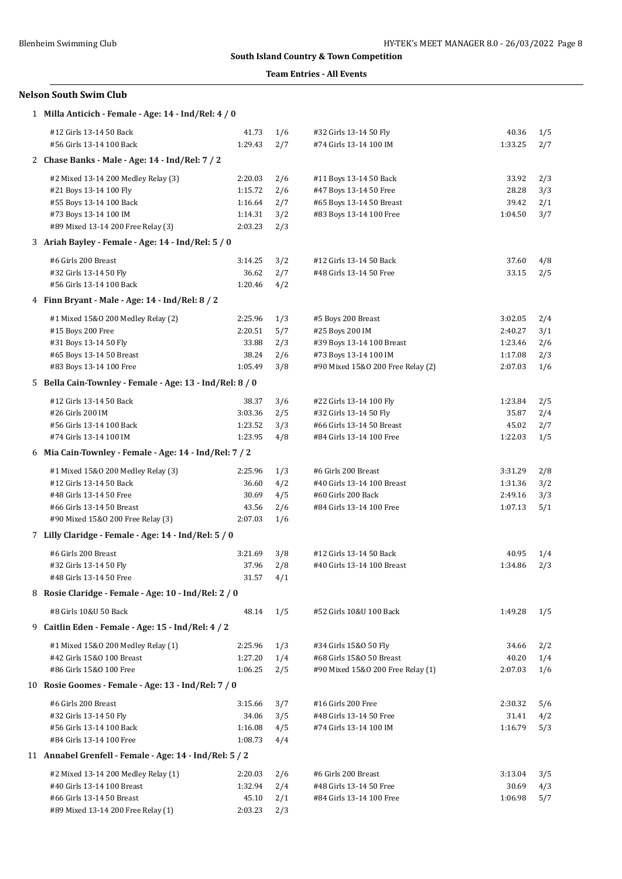**South Island Country & Town Competition**

**Team Entries - All Events**

## Nelson South Swim Club

### 1 Milla Anticich - Female - Age: 14 - Ind/Rel: 4 / 0

| Event | Time | Heat/Lane | Event | Time | Heat/Lane |
|---|---|---|---|---|---|
| #12 Girls 13-14 50 Back | 41.73 | 1/6 | #32 Girls 13-14 50 Fly | 40.36 | 1/5 |
| #56 Girls 13-14 100 Back | 1:29.43 | 2/7 | #74 Girls 13-14 100 IM | 1:33.25 | 2/7 |

### 2 Chase Banks - Male - Age: 14 - Ind/Rel: 7 / 2

| Event | Time | Heat/Lane | Event | Time | Heat/Lane |
|---|---|---|---|---|---|
| #2 Mixed 13-14 200 Medley Relay (3) | 2:20.03 | 2/6 | #11 Boys 13-14 50 Back | 33.92 | 2/3 |
| #21 Boys 13-14 100 Fly | 1:15.72 | 2/6 | #47 Boys 13-14 50 Free | 28.28 | 3/3 |
| #55 Boys 13-14 100 Back | 1:16.64 | 2/7 | #65 Boys 13-14 50 Breast | 39.42 | 2/1 |
| #73 Boys 13-14 100 IM | 1:14.31 | 3/2 | #83 Boys 13-14 100 Free | 1:04.50 | 3/7 |
| #89 Mixed 13-14 200 Free Relay (3) | 2:03.23 | 2/3 | | | |

### 3 Ariah Bayley - Female - Age: 14 - Ind/Rel: 5 / 0

| Event | Time | Heat/Lane | Event | Time | Heat/Lane |
|---|---|---|---|---|---|
| #6 Girls 200 Breast | 3:14.25 | 3/2 | #12 Girls 13-14 50 Back | 37.60 | 4/8 |
| #32 Girls 13-14 50 Fly | 36.62 | 2/7 | #48 Girls 13-14 50 Free | 33.15 | 2/5 |
| #56 Girls 13-14 100 Back | 1:20.46 | 4/2 | | | |

### 4 Finn Bryant - Male - Age: 14 - Ind/Rel: 8 / 2

| Event | Time | Heat/Lane | Event | Time | Heat/Lane |
|---|---|---|---|---|---|
| #1 Mixed 15&O 200 Medley Relay (2) | 2:25.96 | 1/3 | #5 Boys 200 Breast | 3:02.05 | 2/4 |
| #15 Boys 200 Free | 2:20.51 | 5/7 | #25 Boys 200 IM | 2:40.27 | 3/1 |
| #31 Boys 13-14 50 Fly | 33.88 | 2/3 | #39 Boys 13-14 100 Breast | 1:23.46 | 2/6 |
| #65 Boys 13-14 50 Breast | 38.24 | 2/6 | #73 Boys 13-14 100 IM | 1:17.08 | 2/3 |
| #83 Boys 13-14 100 Free | 1:05.49 | 3/8 | #90 Mixed 15&O 200 Free Relay (2) | 2:07.03 | 1/6 |

### 5 Bella Cain-Townley - Female - Age: 13 - Ind/Rel: 8 / 0

| Event | Time | Heat/Lane | Event | Time | Heat/Lane |
|---|---|---|---|---|---|
| #12 Girls 13-14 50 Back | 38.37 | 3/6 | #22 Girls 13-14 100 Fly | 1:23.84 | 2/5 |
| #26 Girls 200 IM | 3:03.36 | 2/5 | #32 Girls 13-14 50 Fly | 35.87 | 2/4 |
| #56 Girls 13-14 100 Back | 1:23.52 | 3/3 | #66 Girls 13-14 50 Breast | 45.02 | 2/7 |
| #74 Girls 13-14 100 IM | 1:23.95 | 4/8 | #84 Girls 13-14 100 Free | 1:22.03 | 1/5 |

### 6 Mia Cain-Townley - Female - Age: 14 - Ind/Rel: 7 / 2

| Event | Time | Heat/Lane | Event | Time | Heat/Lane |
|---|---|---|---|---|---|
| #1 Mixed 15&O 200 Medley Relay (3) | 2:25.96 | 1/3 | #6 Girls 200 Breast | 3:31.29 | 2/8 |
| #12 Girls 13-14 50 Back | 36.60 | 4/2 | #40 Girls 13-14 100 Breast | 1:31.36 | 3/2 |
| #48 Girls 13-14 50 Free | 30.69 | 4/5 | #60 Girls 200 Back | 2:49.16 | 3/3 |
| #66 Girls 13-14 50 Breast | 43.56 | 2/6 | #84 Girls 13-14 100 Free | 1:07.13 | 5/1 |
| #90 Mixed 15&O 200 Free Relay (3) | 2:07.03 | 1/6 | | | |

### 7 Lilly Claridge - Female - Age: 14 - Ind/Rel: 5 / 0

| Event | Time | Heat/Lane | Event | Time | Heat/Lane |
|---|---|---|---|---|---|
| #6 Girls 200 Breast | 3:21.69 | 3/8 | #12 Girls 13-14 50 Back | 40.95 | 1/4 |
| #32 Girls 13-14 50 Fly | 37.96 | 2/8 | #40 Girls 13-14 100 Breast | 1:34.86 | 2/3 |
| #48 Girls 13-14 50 Free | 31.57 | 4/1 | | | |

### 8 Rosie Claridge - Female - Age: 10 - Ind/Rel: 2 / 0

| Event | Time | Heat/Lane | Event | Time | Heat/Lane |
|---|---|---|---|---|---|
| #8 Girls 10&U 50 Back | 48.14 | 1/5 | #52 Girls 10&U 100 Back | 1:49.28 | 1/5 |

### 9 Caitlin Eden - Female - Age: 15 - Ind/Rel: 4 / 2

| Event | Time | Heat/Lane | Event | Time | Heat/Lane |
|---|---|---|---|---|---|
| #1 Mixed 15&O 200 Medley Relay (1) | 2:25.96 | 1/3 | #34 Girls 15&O 50 Fly | 34.66 | 2/2 |
| #42 Girls 15&O 100 Breast | 1:27.20 | 1/4 | #68 Girls 15&O 50 Breast | 40.20 | 1/4 |
| #86 Girls 15&O 100 Free | 1:06.25 | 2/5 | #90 Mixed 15&O 200 Free Relay (1) | 2:07.03 | 1/6 |

### 10 Rosie Goomes - Female - Age: 13 - Ind/Rel: 7 / 0

| Event | Time | Heat/Lane | Event | Time | Heat/Lane |
|---|---|---|---|---|---|
| #6 Girls 200 Breast | 3:15.66 | 3/7 | #16 Girls 200 Free | 2:30.32 | 5/6 |
| #32 Girls 13-14 50 Fly | 34.06 | 3/5 | #48 Girls 13-14 50 Free | 31.41 | 4/2 |
| #56 Girls 13-14 100 Back | 1:16.08 | 4/5 | #74 Girls 13-14 100 IM | 1:16.79 | 5/3 |
| #84 Girls 13-14 100 Free | 1:08.73 | 4/4 | | | |

### 11 Annabel Grenfell - Female - Age: 14 - Ind/Rel: 5 / 2

| Event | Time | Heat/Lane | Event | Time | Heat/Lane |
|---|---|---|---|---|---|
| #2 Mixed 13-14 200 Medley Relay (1) | 2:20.03 | 2/6 | #6 Girls 200 Breast | 3:13.04 | 3/5 |
| #40 Girls 13-14 100 Breast | 1:32.94 | 2/4 | #48 Girls 13-14 50 Free | 30.69 | 4/3 |
| #66 Girls 13-14 50 Breast | 45.10 | 2/1 | #84 Girls 13-14 100 Free | 1:06.98 | 5/7 |
| #89 Mixed 13-14 200 Free Relay (1) | 2:03.23 | 2/3 | | | |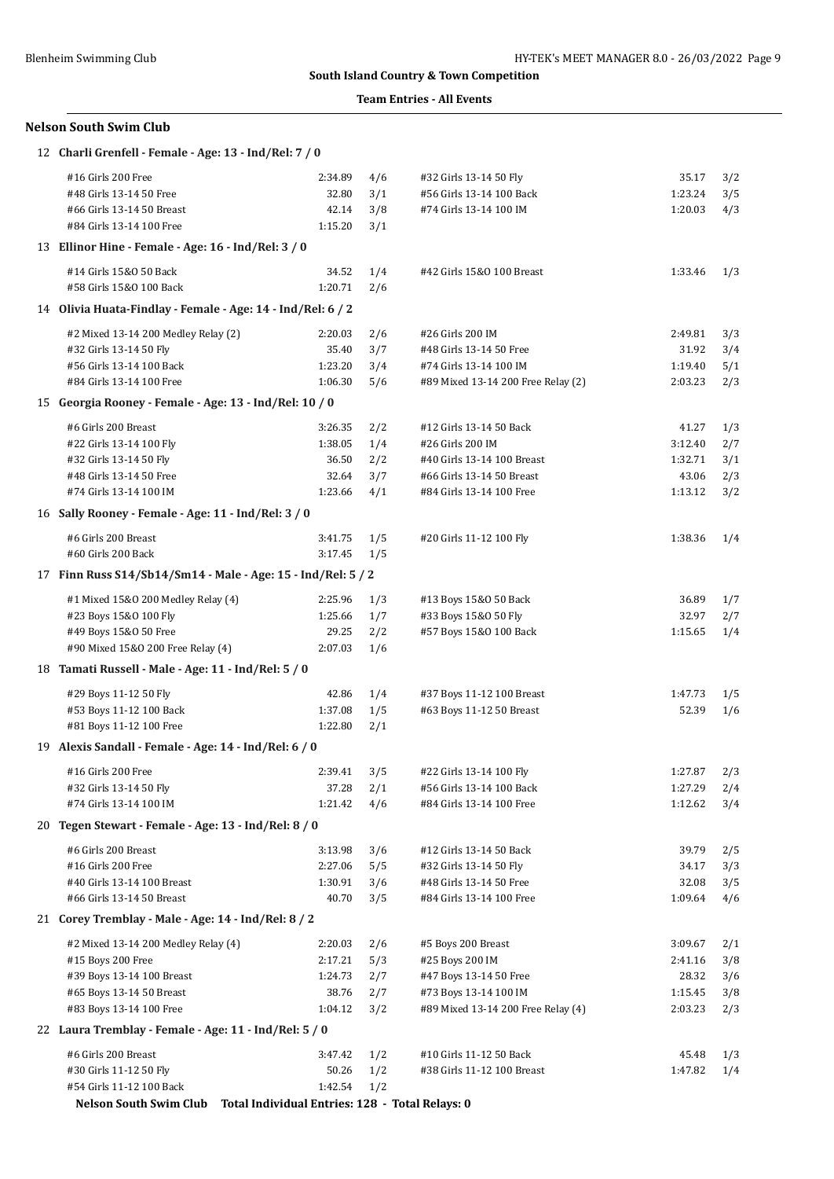**South Island Country & Town Competition**

**Team Entries - All Events**

### Nelson South Swim Club

**12 Charli Grenfell - Female - Age: 13 - Ind/Rel: 7 / 0**

| Event | Time | Heat/Lane | Event | Time | Heat/Lane |
|---|---|---|---|---|---|
| #16 Girls 200 Free | 2:34.89 | 4/6 | #32 Girls 13-14 50 Fly | 35.17 | 3/2 |
| #48 Girls 13-14 50 Free | 32.80 | 3/1 | #56 Girls 13-14 100 Back | 1:23.24 | 3/5 |
| #66 Girls 13-14 50 Breast | 42.14 | 3/8 | #74 Girls 13-14 100 IM | 1:20.03 | 4/3 |
| #84 Girls 13-14 100 Free | 1:15.20 | 3/1 | | | |

**13 Ellinor Hine - Female - Age: 16 - Ind/Rel: 3 / 0**

| Event | Time | Heat/Lane | Event | Time | Heat/Lane |
|---|---|---|---|---|---|
| #14 Girls 15&O 50 Back | 34.52 | 1/4 | #42 Girls 15&O 100 Breast | 1:33.46 | 1/3 |
| #58 Girls 15&O 100 Back | 1:20.71 | 2/6 | | | |

**14 Olivia Huata-Findlay - Female - Age: 14 - Ind/Rel: 6 / 2**

| Event | Time | Heat/Lane | Event | Time | Heat/Lane |
|---|---|---|---|---|---|
| #2 Mixed 13-14 200 Medley Relay (2) | 2:20.03 | 2/6 | #26 Girls 200 IM | 2:49.81 | 3/3 |
| #32 Girls 13-14 50 Fly | 35.40 | 3/7 | #48 Girls 13-14 50 Free | 31.92 | 3/4 |
| #56 Girls 13-14 100 Back | 1:23.20 | 3/4 | #74 Girls 13-14 100 IM | 1:19.40 | 5/1 |
| #84 Girls 13-14 100 Free | 1:06.30 | 5/6 | #89 Mixed 13-14 200 Free Relay (2) | 2:03.23 | 2/3 |

**15 Georgia Rooney - Female - Age: 13 - Ind/Rel: 10 / 0**

| Event | Time | Heat/Lane | Event | Time | Heat/Lane |
|---|---|---|---|---|---|
| #6 Girls 200 Breast | 3:26.35 | 2/2 | #12 Girls 13-14 50 Back | 41.27 | 1/3 |
| #22 Girls 13-14 100 Fly | 1:38.05 | 1/4 | #26 Girls 200 IM | 3:12.40 | 2/7 |
| #32 Girls 13-14 50 Fly | 36.50 | 2/2 | #40 Girls 13-14 100 Breast | 1:32.71 | 3/1 |
| #48 Girls 13-14 50 Free | 32.64 | 3/7 | #66 Girls 13-14 50 Breast | 43.06 | 2/3 |
| #74 Girls 13-14 100 IM | 1:23.66 | 4/1 | #84 Girls 13-14 100 Free | 1:13.12 | 3/2 |

**16 Sally Rooney - Female - Age: 11 - Ind/Rel: 3 / 0**

| Event | Time | Heat/Lane | Event | Time | Heat/Lane |
|---|---|---|---|---|---|
| #6 Girls 200 Breast | 3:41.75 | 1/5 | #20 Girls 11-12 100 Fly | 1:38.36 | 1/4 |
| #60 Girls 200 Back | 3:17.45 | 1/5 | | | |

**17 Finn Russ S14/Sb14/Sm14 - Male - Age: 15 - Ind/Rel: 5 / 2**

| Event | Time | Heat/Lane | Event | Time | Heat/Lane |
|---|---|---|---|---|---|
| #1 Mixed 15&O 200 Medley Relay (4) | 2:25.96 | 1/3 | #13 Boys 15&O 50 Back | 36.89 | 1/7 |
| #23 Boys 15&O 100 Fly | 1:25.66 | 1/7 | #33 Boys 15&O 50 Fly | 32.97 | 2/7 |
| #49 Boys 15&O 50 Free | 29.25 | 2/2 | #57 Boys 15&O 100 Back | 1:15.65 | 1/4 |
| #90 Mixed 15&O 200 Free Relay (4) | 2:07.03 | 1/6 | | | |

**18 Tamati Russell - Male - Age: 11 - Ind/Rel: 5 / 0**

| Event | Time | Heat/Lane | Event | Time | Heat/Lane |
|---|---|---|---|---|---|
| #29 Boys 11-12 50 Fly | 42.86 | 1/4 | #37 Boys 11-12 100 Breast | 1:47.73 | 1/5 |
| #53 Boys 11-12 100 Back | 1:37.08 | 1/5 | #63 Boys 11-12 50 Breast | 52.39 | 1/6 |
| #81 Boys 11-12 100 Free | 1:22.80 | 2/1 | | | |

**19 Alexis Sandall - Female - Age: 14 - Ind/Rel: 6 / 0**

| Event | Time | Heat/Lane | Event | Time | Heat/Lane |
|---|---|---|---|---|---|
| #16 Girls 200 Free | 2:39.41 | 3/5 | #22 Girls 13-14 100 Fly | 1:27.87 | 2/3 |
| #32 Girls 13-14 50 Fly | 37.28 | 2/1 | #56 Girls 13-14 100 Back | 1:27.29 | 2/4 |
| #74 Girls 13-14 100 IM | 1:21.42 | 4/6 | #84 Girls 13-14 100 Free | 1:12.62 | 3/4 |

**20 Tegen Stewart - Female - Age: 13 - Ind/Rel: 8 / 0**

| Event | Time | Heat/Lane | Event | Time | Heat/Lane |
|---|---|---|---|---|---|
| #6 Girls 200 Breast | 3:13.98 | 3/6 | #12 Girls 13-14 50 Back | 39.79 | 2/5 |
| #16 Girls 200 Free | 2:27.06 | 5/5 | #32 Girls 13-14 50 Fly | 34.17 | 3/3 |
| #40 Girls 13-14 100 Breast | 1:30.91 | 3/6 | #48 Girls 13-14 50 Free | 32.08 | 3/5 |
| #66 Girls 13-14 50 Breast | 40.70 | 3/5 | #84 Girls 13-14 100 Free | 1:09.64 | 4/6 |

**21 Corey Tremblay - Male - Age: 14 - Ind/Rel: 8 / 2**

| Event | Time | Heat/Lane | Event | Time | Heat/Lane |
|---|---|---|---|---|---|
| #2 Mixed 13-14 200 Medley Relay (4) | 2:20.03 | 2/6 | #5 Boys 200 Breast | 3:09.67 | 2/1 |
| #15 Boys 200 Free | 2:17.21 | 5/3 | #25 Boys 200 IM | 2:41.16 | 3/8 |
| #39 Boys 13-14 100 Breast | 1:24.73 | 2/7 | #47 Boys 13-14 50 Free | 28.32 | 3/6 |
| #65 Boys 13-14 50 Breast | 38.76 | 2/7 | #73 Boys 13-14 100 IM | 1:15.45 | 3/8 |
| #83 Boys 13-14 100 Free | 1:04.12 | 3/2 | #89 Mixed 13-14 200 Free Relay (4) | 2:03.23 | 2/3 |

**22 Laura Tremblay - Female - Age: 11 - Ind/Rel: 5 / 0**

| Event | Time | Heat/Lane | Event | Time | Heat/Lane |
|---|---|---|---|---|---|
| #6 Girls 200 Breast | 3:47.42 | 1/2 | #10 Girls 11-12 50 Back | 45.48 | 1/3 |
| #30 Girls 11-12 50 Fly | 50.26 | 1/2 | #38 Girls 11-12 100 Breast | 1:47.82 | 1/4 |
| #54 Girls 11-12 100 Back | 1:42.54 | 1/2 | | | |

**Nelson South Swim Club Total Individual Entries: 128 - Total Relays: 0**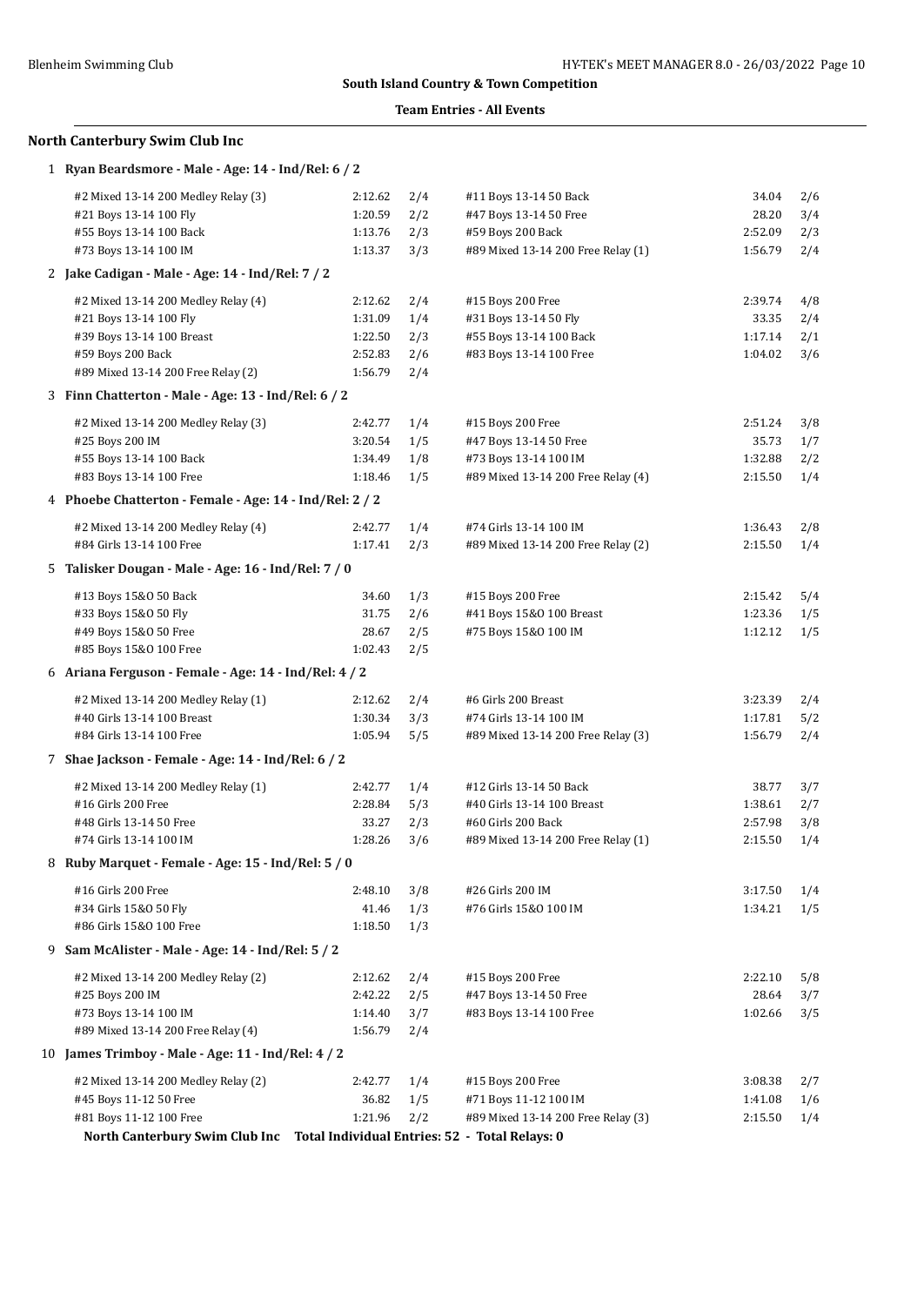**South Island Country & Town Competition**

**Team Entries - All Events**

## North Canterbury Swim Club Inc

### 1 Ryan Beardsmore - Male - Age: 14 - Ind/Rel: 6 / 2

| Event | Time | Heat/Lane | Event | Time | Heat/Lane |
|---|---|---|---|---|---|
| #2 Mixed 13-14 200 Medley Relay (3) | 2:12.62 | 2/4 | #11 Boys 13-14 50 Back | 34.04 | 2/6 |
| #21 Boys 13-14 100 Fly | 1:20.59 | 2/2 | #47 Boys 13-14 50 Free | 28.20 | 3/4 |
| #55 Boys 13-14 100 Back | 1:13.76 | 2/3 | #59 Boys 200 Back | 2:52.09 | 2/3 |
| #73 Boys 13-14 100 IM | 1:13.37 | 3/3 | #89 Mixed 13-14 200 Free Relay (1) | 1:56.79 | 2/4 |

### 2 Jake Cadigan - Male - Age: 14 - Ind/Rel: 7 / 2

| Event | Time | Heat/Lane | Event | Time | Heat/Lane |
|---|---|---|---|---|---|
| #2 Mixed 13-14 200 Medley Relay (4) | 2:12.62 | 2/4 | #15 Boys 200 Free | 2:39.74 | 4/8 |
| #21 Boys 13-14 100 Fly | 1:31.09 | 1/4 | #31 Boys 13-14 50 Fly | 33.35 | 2/4 |
| #39 Boys 13-14 100 Breast | 1:22.50 | 2/3 | #55 Boys 13-14 100 Back | 1:17.14 | 2/1 |
| #59 Boys 200 Back | 2:52.83 | 2/6 | #83 Boys 13-14 100 Free | 1:04.02 | 3/6 |
| #89 Mixed 13-14 200 Free Relay (2) | 1:56.79 | 2/4 | | | |

### 3 Finn Chatterton - Male - Age: 13 - Ind/Rel: 6 / 2

| Event | Time | Heat/Lane | Event | Time | Heat/Lane |
|---|---|---|---|---|---|
| #2 Mixed 13-14 200 Medley Relay (3) | 2:42.77 | 1/4 | #15 Boys 200 Free | 2:51.24 | 3/8 |
| #25 Boys 200 IM | 3:20.54 | 1/5 | #47 Boys 13-14 50 Free | 35.73 | 1/7 |
| #55 Boys 13-14 100 Back | 1:34.49 | 1/8 | #73 Boys 13-14 100 IM | 1:32.88 | 2/2 |
| #83 Boys 13-14 100 Free | 1:18.46 | 1/5 | #89 Mixed 13-14 200 Free Relay (4) | 2:15.50 | 1/4 |

### 4 Phoebe Chatterton - Female - Age: 14 - Ind/Rel: 2 / 2

| Event | Time | Heat/Lane | Event | Time | Heat/Lane |
|---|---|---|---|---|---|
| #2 Mixed 13-14 200 Medley Relay (4) | 2:42.77 | 1/4 | #74 Girls 13-14 100 IM | 1:36.43 | 2/8 |
| #84 Girls 13-14 100 Free | 1:17.41 | 2/3 | #89 Mixed 13-14 200 Free Relay (2) | 2:15.50 | 1/4 |

### 5 Talisker Dougan - Male - Age: 16 - Ind/Rel: 7 / 0

| Event | Time | Heat/Lane | Event | Time | Heat/Lane |
|---|---|---|---|---|---|
| #13 Boys 15&O 50 Back | 34.60 | 1/3 | #15 Boys 200 Free | 2:15.42 | 5/4 |
| #33 Boys 15&O 50 Fly | 31.75 | 2/6 | #41 Boys 15&O 100 Breast | 1:23.36 | 1/5 |
| #49 Boys 15&O 50 Free | 28.67 | 2/5 | #75 Boys 15&O 100 IM | 1:12.12 | 1/5 |
| #85 Boys 15&O 100 Free | 1:02.43 | 2/5 | | | |

### 6 Ariana Ferguson - Female - Age: 14 - Ind/Rel: 4 / 2

| Event | Time | Heat/Lane | Event | Time | Heat/Lane |
|---|---|---|---|---|---|
| #2 Mixed 13-14 200 Medley Relay (1) | 2:12.62 | 2/4 | #6 Girls 200 Breast | 3:23.39 | 2/4 |
| #40 Girls 13-14 100 Breast | 1:30.34 | 3/3 | #74 Girls 13-14 100 IM | 1:17.81 | 5/2 |
| #84 Girls 13-14 100 Free | 1:05.94 | 5/5 | #89 Mixed 13-14 200 Free Relay (3) | 1:56.79 | 2/4 |

### 7 Shae Jackson - Female - Age: 14 - Ind/Rel: 6 / 2

| Event | Time | Heat/Lane | Event | Time | Heat/Lane |
|---|---|---|---|---|---|
| #2 Mixed 13-14 200 Medley Relay (1) | 2:42.77 | 1/4 | #12 Girls 13-14 50 Back | 38.77 | 3/7 |
| #16 Girls 200 Free | 2:28.84 | 5/3 | #40 Girls 13-14 100 Breast | 1:38.61 | 2/7 |
| #48 Girls 13-14 50 Free | 33.27 | 2/3 | #60 Girls 200 Back | 2:57.98 | 3/8 |
| #74 Girls 13-14 100 IM | 1:28.26 | 3/6 | #89 Mixed 13-14 200 Free Relay (1) | 2:15.50 | 1/4 |

### 8 Ruby Marquet - Female - Age: 15 - Ind/Rel: 5 / 0

| Event | Time | Heat/Lane | Event | Time | Heat/Lane |
|---|---|---|---|---|---|
| #16 Girls 200 Free | 2:48.10 | 3/8 | #26 Girls 200 IM | 3:17.50 | 1/4 |
| #34 Girls 15&O 50 Fly | 41.46 | 1/3 | #76 Girls 15&O 100 IM | 1:34.21 | 1/5 |
| #86 Girls 15&O 100 Free | 1:18.50 | 1/3 | | | |

### 9 Sam McAlister - Male - Age: 14 - Ind/Rel: 5 / 2

| Event | Time | Heat/Lane | Event | Time | Heat/Lane |
|---|---|---|---|---|---|
| #2 Mixed 13-14 200 Medley Relay (2) | 2:12.62 | 2/4 | #15 Boys 200 Free | 2:22.10 | 5/8 |
| #25 Boys 200 IM | 2:42.22 | 2/5 | #47 Boys 13-14 50 Free | 28.64 | 3/7 |
| #73 Boys 13-14 100 IM | 1:14.40 | 3/7 | #83 Boys 13-14 100 Free | 1:02.66 | 3/5 |
| #89 Mixed 13-14 200 Free Relay (4) | 1:56.79 | 2/4 | | | |

### 10 James Trimboy - Male - Age: 11 - Ind/Rel: 4 / 2

| Event | Time | Heat/Lane | Event | Time | Heat/Lane |
|---|---|---|---|---|---|
| #2 Mixed 13-14 200 Medley Relay (2) | 2:42.77 | 1/4 | #15 Boys 200 Free | 3:08.38 | 2/7 |
| #45 Boys 11-12 50 Free | 36.82 | 1/5 | #71 Boys 11-12 100 IM | 1:41.08 | 1/6 |
| #81 Boys 11-12 100 Free | 1:21.96 | 2/2 | #89 Mixed 13-14 200 Free Relay (3) | 2:15.50 | 1/4 |

**North Canterbury Swim Club Inc  Total Individual Entries: 52 - Total Relays: 0**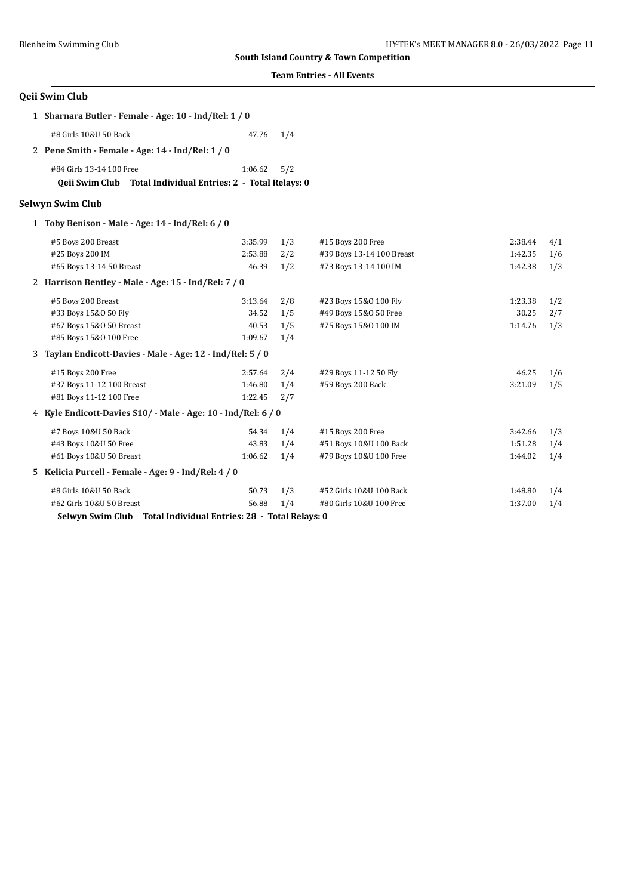**South Island Country & Town Competition**

**Team Entries - All Events**

## Qeii Swim Club

1 **Sharnara Butler - Female - Age: 10 - Ind/Rel: 1 / 0**

| Event | Time | Heat/Lane |
|---|---|---|
| #8 Girls 10&U 50 Back | 47.76 | 1/4 |

2 **Pene Smith - Female - Age: 14 - Ind/Rel: 1 / 0**

| Event | Time | Heat/Lane |
|---|---|---|
| #84 Girls 13-14 100 Free | 1:06.62 | 5/2 |

**Qeii Swim Club Total Individual Entries: 2 - Total Relays: 0**

## Selwyn Swim Club

1 **Toby Benison - Male - Age: 14 - Ind/Rel: 6 / 0**

| Event | Time | Heat/Lane | Event | Time | Heat/Lane |
|---|---|---|---|---|---|
| #5 Boys 200 Breast | 3:35.99 | 1/3 | #15 Boys 200 Free | 2:38.44 | 4/1 |
| #25 Boys 200 IM | 2:53.88 | 2/2 | #39 Boys 13-14 100 Breast | 1:42.35 | 1/6 |
| #65 Boys 13-14 50 Breast | 46.39 | 1/2 | #73 Boys 13-14 100 IM | 1:42.38 | 1/3 |

2 **Harrison Bentley - Male - Age: 15 - Ind/Rel: 7 / 0**

| Event | Time | Heat/Lane | Event | Time | Heat/Lane |
|---|---|---|---|---|---|
| #5 Boys 200 Breast | 3:13.64 | 2/8 | #23 Boys 15&O 100 Fly | 1:23.38 | 1/2 |
| #33 Boys 15&O 50 Fly | 34.52 | 1/5 | #49 Boys 15&O 50 Free | 30.25 | 2/7 |
| #67 Boys 15&O 50 Breast | 40.53 | 1/5 | #75 Boys 15&O 100 IM | 1:14.76 | 1/3 |
| #85 Boys 15&O 100 Free | 1:09.67 | 1/4 | | | |

3 **Taylan Endicott-Davies - Male - Age: 12 - Ind/Rel: 5 / 0**

| Event | Time | Heat/Lane | Event | Time | Heat/Lane |
|---|---|---|---|---|---|
| #15 Boys 200 Free | 2:57.64 | 2/4 | #29 Boys 11-12 50 Fly | 46.25 | 1/6 |
| #37 Boys 11-12 100 Breast | 1:46.80 | 1/4 | #59 Boys 200 Back | 3:21.09 | 1/5 |
| #81 Boys 11-12 100 Free | 1:22.45 | 2/7 | | | |

4 **Kyle Endicott-Davies S10/ - Male - Age: 10 - Ind/Rel: 6 / 0**

| Event | Time | Heat/Lane | Event | Time | Heat/Lane |
|---|---|---|---|---|---|
| #7 Boys 10&U 50 Back | 54.34 | 1/4 | #15 Boys 200 Free | 3:42.66 | 1/3 |
| #43 Boys 10&U 50 Free | 43.83 | 1/4 | #51 Boys 10&U 100 Back | 1:51.28 | 1/4 |
| #61 Boys 10&U 50 Breast | 1:06.62 | 1/4 | #79 Boys 10&U 100 Free | 1:44.02 | 1/4 |

5 **Kelicia Purcell - Female - Age: 9 - Ind/Rel: 4 / 0**

| Event | Time | Heat/Lane | Event | Time | Heat/Lane |
|---|---|---|---|---|---|
| #8 Girls 10&U 50 Back | 50.73 | 1/3 | #52 Girls 10&U 100 Back | 1:48.80 | 1/4 |
| #62 Girls 10&U 50 Breast | 56.88 | 1/4 | #80 Girls 10&U 100 Free | 1:37.00 | 1/4 |

**Selwyn Swim Club Total Individual Entries: 28 - Total Relays: 0**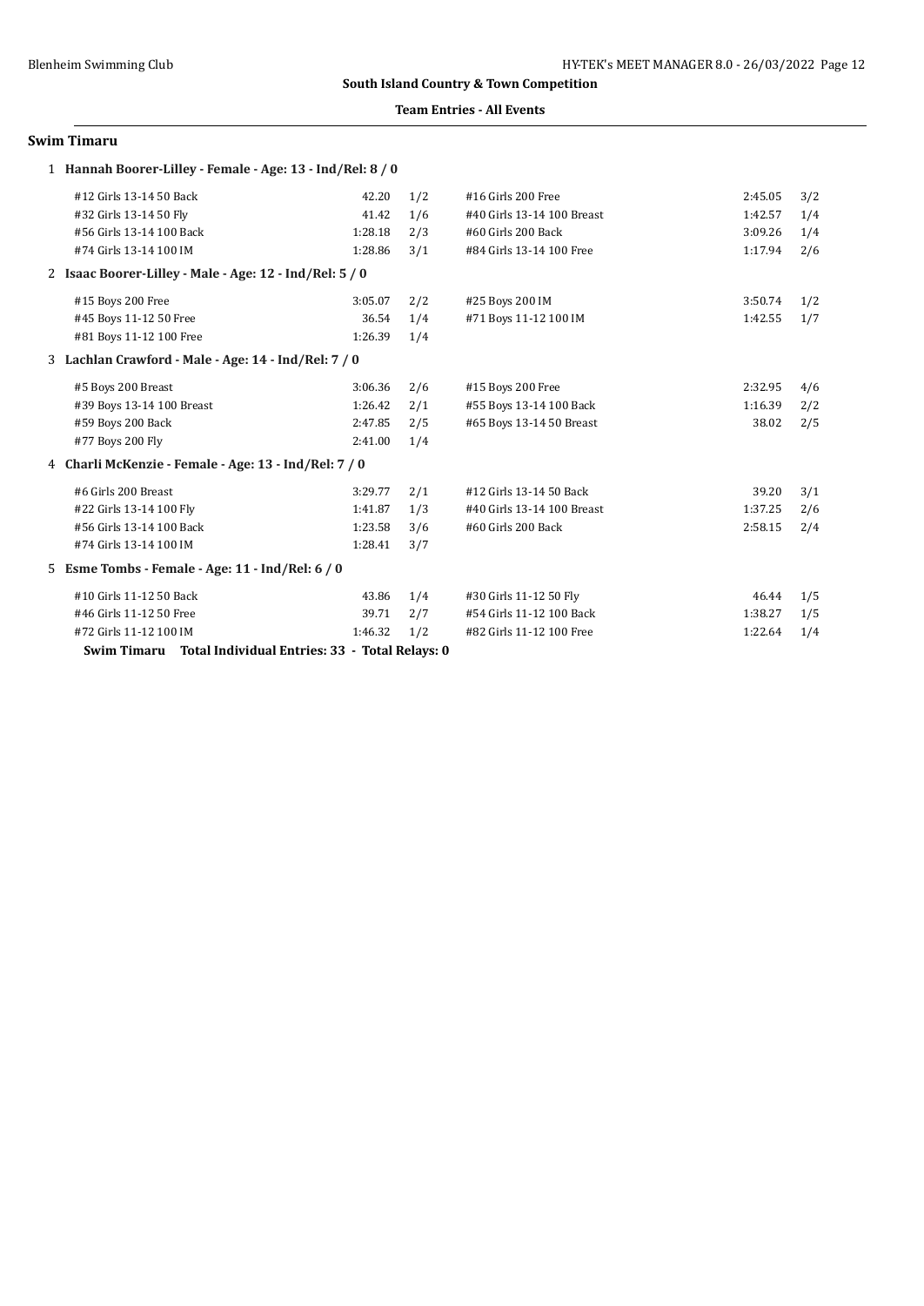**South Island Country & Town Competition**

**Team Entries - All Events**

## Swim Timaru

### 1 Hannah Boorer-Lilley - Female - Age: 13 - Ind/Rel: 8 / 0

| Event | Time | Heat/Lane | Event | Time | Heat/Lane |
|---|---|---|---|---|---|
| #12 Girls 13-14 50 Back | 42.20 | 1/2 | #16 Girls 200 Free | 2:45.05 | 3/2 |
| #32 Girls 13-14 50 Fly | 41.42 | 1/6 | #40 Girls 13-14 100 Breast | 1:42.57 | 1/4 |
| #56 Girls 13-14 100 Back | 1:28.18 | 2/3 | #60 Girls 200 Back | 3:09.26 | 1/4 |
| #74 Girls 13-14 100 IM | 1:28.86 | 3/1 | #84 Girls 13-14 100 Free | 1:17.94 | 2/6 |

### 2 Isaac Boorer-Lilley - Male - Age: 12 - Ind/Rel: 5 / 0

| Event | Time | Heat/Lane | Event | Time | Heat/Lane |
|---|---|---|---|---|---|
| #15 Boys 200 Free | 3:05.07 | 2/2 | #25 Boys 200 IM | 3:50.74 | 1/2 |
| #45 Boys 11-12 50 Free | 36.54 | 1/4 | #71 Boys 11-12 100 IM | 1:42.55 | 1/7 |
| #81 Boys 11-12 100 Free | 1:26.39 | 1/4 | | | |

### 3 Lachlan Crawford - Male - Age: 14 - Ind/Rel: 7 / 0

| Event | Time | Heat/Lane | Event | Time | Heat/Lane |
|---|---|---|---|---|---|
| #5 Boys 200 Breast | 3:06.36 | 2/6 | #15 Boys 200 Free | 2:32.95 | 4/6 |
| #39 Boys 13-14 100 Breast | 1:26.42 | 2/1 | #55 Boys 13-14 100 Back | 1:16.39 | 2/2 |
| #59 Boys 200 Back | 2:47.85 | 2/5 | #65 Boys 13-14 50 Breast | 38.02 | 2/5 |
| #77 Boys 200 Fly | 2:41.00 | 1/4 | | | |

### 4 Charli McKenzie - Female - Age: 13 - Ind/Rel: 7 / 0

| Event | Time | Heat/Lane | Event | Time | Heat/Lane |
|---|---|---|---|---|---|
| #6 Girls 200 Breast | 3:29.77 | 2/1 | #12 Girls 13-14 50 Back | 39.20 | 3/1 |
| #22 Girls 13-14 100 Fly | 1:41.87 | 1/3 | #40 Girls 13-14 100 Breast | 1:37.25 | 2/6 |
| #56 Girls 13-14 100 Back | 1:23.58 | 3/6 | #60 Girls 200 Back | 2:58.15 | 2/4 |
| #74 Girls 13-14 100 IM | 1:28.41 | 3/7 | | | |

### 5 Esme Tombs - Female - Age: 11 - Ind/Rel: 6 / 0

| Event | Time | Heat/Lane | Event | Time | Heat/Lane |
|---|---|---|---|---|---|
| #10 Girls 11-12 50 Back | 43.86 | 1/4 | #30 Girls 11-12 50 Fly | 46.44 | 1/5 |
| #46 Girls 11-12 50 Free | 39.71 | 2/7 | #54 Girls 11-12 100 Back | 1:38.27 | 1/5 |
| #72 Girls 11-12 100 IM | 1:46.32 | 1/2 | #82 Girls 11-12 100 Free | 1:22.64 | 1/4 |

**Swim Timaru Total Individual Entries: 33 - Total Relays: 0**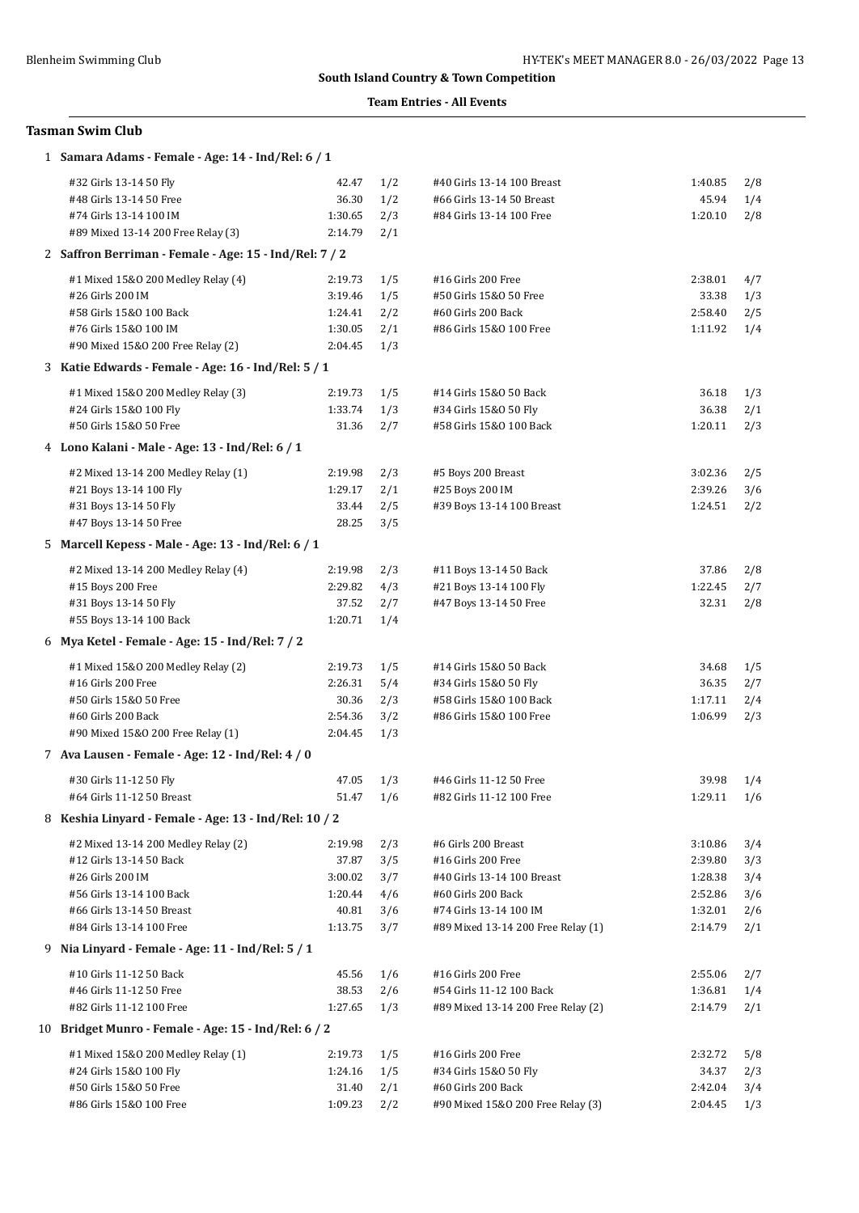**South Island Country & Town Competition**

**Team Entries - All Events**

## Tasman Swim Club

### 1 Samara Adams - Female - Age: 14 - Ind/Rel: 6 / 1

| Event | Time | Heat/Lane | Event | Time | Heat/Lane |
|---|---|---|---|---|---|
| #32 Girls 13-14 50 Fly | 42.47 | 1/2 | #40 Girls 13-14 100 Breast | 1:40.85 | 2/8 |
| #48 Girls 13-14 50 Free | 36.30 | 1/2 | #66 Girls 13-14 50 Breast | 45.94 | 1/4 |
| #74 Girls 13-14 100 IM | 1:30.65 | 2/3 | #84 Girls 13-14 100 Free | 1:20.10 | 2/8 |
| #89 Mixed 13-14 200 Free Relay (3) | 2:14.79 | 2/1 | | | |

### 2 Saffron Berriman - Female - Age: 15 - Ind/Rel: 7 / 2

| Event | Time | Heat/Lane | Event | Time | Heat/Lane |
|---|---|---|---|---|---|
| #1 Mixed 15&O 200 Medley Relay (4) | 2:19.73 | 1/5 | #16 Girls 200 Free | 2:38.01 | 4/7 |
| #26 Girls 200 IM | 3:19.46 | 1/5 | #50 Girls 15&O 50 Free | 33.38 | 1/3 |
| #58 Girls 15&O 100 Back | 1:24.41 | 2/2 | #60 Girls 200 Back | 2:58.40 | 2/5 |
| #76 Girls 15&O 100 IM | 1:30.05 | 2/1 | #86 Girls 15&O 100 Free | 1:11.92 | 1/4 |
| #90 Mixed 15&O 200 Free Relay (2) | 2:04.45 | 1/3 | | | |

### 3 Katie Edwards - Female - Age: 16 - Ind/Rel: 5 / 1

| Event | Time | Heat/Lane | Event | Time | Heat/Lane |
|---|---|---|---|---|---|
| #1 Mixed 15&O 200 Medley Relay (3) | 2:19.73 | 1/5 | #14 Girls 15&O 50 Back | 36.18 | 1/3 |
| #24 Girls 15&O 100 Fly | 1:33.74 | 1/3 | #34 Girls 15&O 50 Fly | 36.38 | 2/1 |
| #50 Girls 15&O 50 Free | 31.36 | 2/7 | #58 Girls 15&O 100 Back | 1:20.11 | 2/3 |

### 4 Lono Kalani - Male - Age: 13 - Ind/Rel: 6 / 1

| Event | Time | Heat/Lane | Event | Time | Heat/Lane |
|---|---|---|---|---|---|
| #2 Mixed 13-14 200 Medley Relay (1) | 2:19.98 | 2/3 | #5 Boys 200 Breast | 3:02.36 | 2/5 |
| #21 Boys 13-14 100 Fly | 1:29.17 | 2/1 | #25 Boys 200 IM | 2:39.26 | 3/6 |
| #31 Boys 13-14 50 Fly | 33.44 | 2/5 | #39 Boys 13-14 100 Breast | 1:24.51 | 2/2 |
| #47 Boys 13-14 50 Free | 28.25 | 3/5 | | | |

### 5 Marcell Kepess - Male - Age: 13 - Ind/Rel: 6 / 1

| Event | Time | Heat/Lane | Event | Time | Heat/Lane |
|---|---|---|---|---|---|
| #2 Mixed 13-14 200 Medley Relay (4) | 2:19.98 | 2/3 | #11 Boys 13-14 50 Back | 37.86 | 2/8 |
| #15 Boys 200 Free | 2:29.82 | 4/3 | #21 Boys 13-14 100 Fly | 1:22.45 | 2/7 |
| #31 Boys 13-14 50 Fly | 37.52 | 2/7 | #47 Boys 13-14 50 Free | 32.31 | 2/8 |
| #55 Boys 13-14 100 Back | 1:20.71 | 1/4 | | | |

### 6 Mya Ketel - Female - Age: 15 - Ind/Rel: 7 / 2

| Event | Time | Heat/Lane | Event | Time | Heat/Lane |
|---|---|---|---|---|---|
| #1 Mixed 15&O 200 Medley Relay (2) | 2:19.73 | 1/5 | #14 Girls 15&O 50 Back | 34.68 | 1/5 |
| #16 Girls 200 Free | 2:26.31 | 5/4 | #34 Girls 15&O 50 Fly | 36.35 | 2/7 |
| #50 Girls 15&O 50 Free | 30.36 | 2/3 | #58 Girls 15&O 100 Back | 1:17.11 | 2/4 |
| #60 Girls 200 Back | 2:54.36 | 3/2 | #86 Girls 15&O 100 Free | 1:06.99 | 2/3 |
| #90 Mixed 15&O 200 Free Relay (1) | 2:04.45 | 1/3 | | | |

### 7 Ava Lausen - Female - Age: 12 - Ind/Rel: 4 / 0

| Event | Time | Heat/Lane | Event | Time | Heat/Lane |
|---|---|---|---|---|---|
| #30 Girls 11-12 50 Fly | 47.05 | 1/3 | #46 Girls 11-12 50 Free | 39.98 | 1/4 |
| #64 Girls 11-12 50 Breast | 51.47 | 1/6 | #82 Girls 11-12 100 Free | 1:29.11 | 1/6 |

### 8 Keshia Linyard - Female - Age: 13 - Ind/Rel: 10 / 2

| Event | Time | Heat/Lane | Event | Time | Heat/Lane |
|---|---|---|---|---|---|
| #2 Mixed 13-14 200 Medley Relay (2) | 2:19.98 | 2/3 | #6 Girls 200 Breast | 3:10.86 | 3/4 |
| #12 Girls 13-14 50 Back | 37.87 | 3/5 | #16 Girls 200 Free | 2:39.80 | 3/3 |
| #26 Girls 200 IM | 3:00.02 | 3/7 | #40 Girls 13-14 100 Breast | 1:28.38 | 3/4 |
| #56 Girls 13-14 100 Back | 1:20.44 | 4/6 | #60 Girls 200 Back | 2:52.86 | 3/6 |
| #66 Girls 13-14 50 Breast | 40.81 | 3/6 | #74 Girls 13-14 100 IM | 1:32.01 | 2/6 |
| #84 Girls 13-14 100 Free | 1:13.75 | 3/7 | #89 Mixed 13-14 200 Free Relay (1) | 2:14.79 | 2/1 |

### 9 Nia Linyard - Female - Age: 11 - Ind/Rel: 5 / 1

| Event | Time | Heat/Lane | Event | Time | Heat/Lane |
|---|---|---|---|---|---|
| #10 Girls 11-12 50 Back | 45.56 | 1/6 | #16 Girls 200 Free | 2:55.06 | 2/7 |
| #46 Girls 11-12 50 Free | 38.53 | 2/6 | #54 Girls 11-12 100 Back | 1:36.81 | 1/4 |
| #82 Girls 11-12 100 Free | 1:27.65 | 1/3 | #89 Mixed 13-14 200 Free Relay (2) | 2:14.79 | 2/1 |

### 10 Bridget Munro - Female - Age: 15 - Ind/Rel: 6 / 2

| Event | Time | Heat/Lane | Event | Time | Heat/Lane |
|---|---|---|---|---|---|
| #1 Mixed 15&O 200 Medley Relay (1) | 2:19.73 | 1/5 | #16 Girls 200 Free | 2:32.72 | 5/8 |
| #24 Girls 15&O 100 Fly | 1:24.16 | 1/5 | #34 Girls 15&O 50 Fly | 34.37 | 2/3 |
| #50 Girls 15&O 50 Free | 31.40 | 2/1 | #60 Girls 200 Back | 2:42.04 | 3/4 |
| #86 Girls 15&O 100 Free | 1:09.23 | 2/2 | #90 Mixed 15&O 200 Free Relay (3) | 2:04.45 | 1/3 |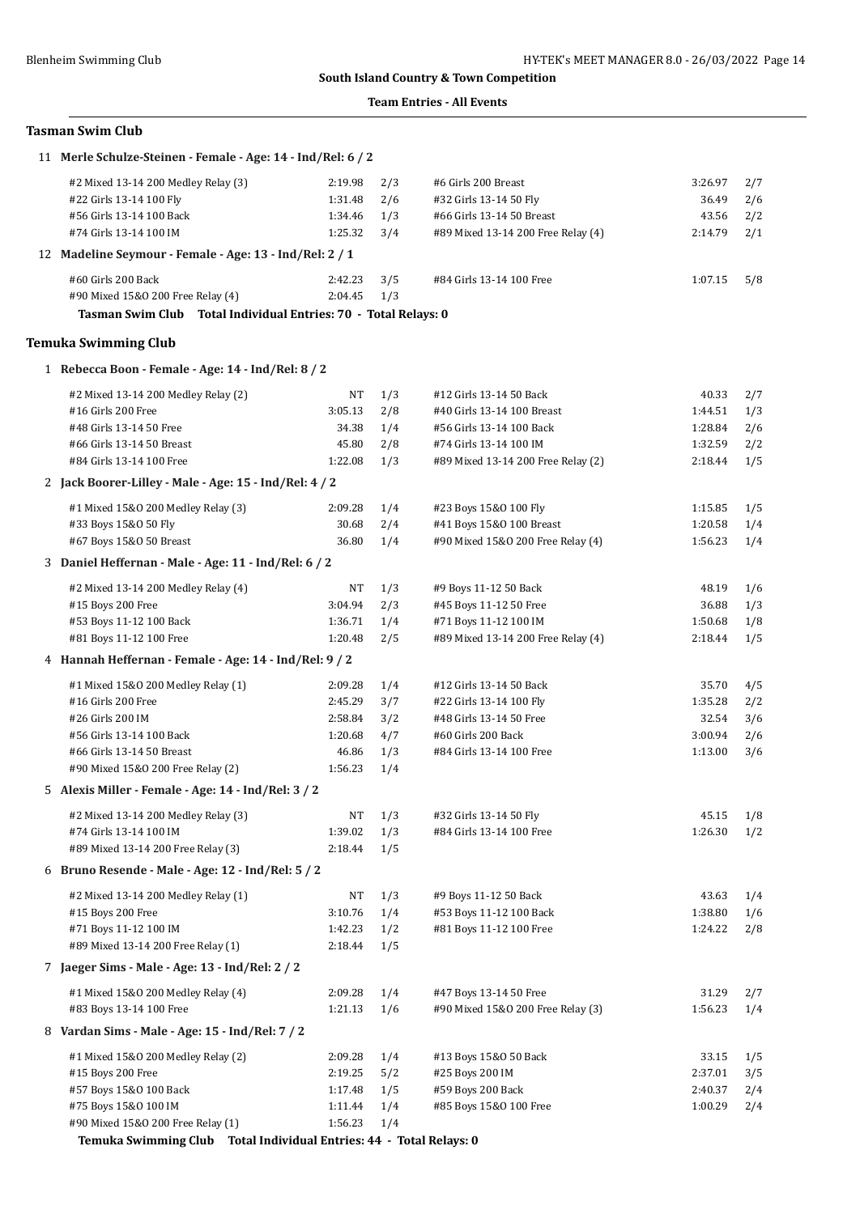**South Island Country & Town Competition**

**Team Entries - All Events**

## Tasman Swim Club

### 11 Merle Schulze-Steinen - Female - Age: 14 - Ind/Rel: 6 / 2

| Event | Time | Heat/Lane | Event | Time | Heat/Lane |
|---|---|---|---|---|---|
| #2 Mixed 13-14 200 Medley Relay (3) | 2:19.98 | 2/3 | #6 Girls 200 Breast | 3:26.97 | 2/7 |
| #22 Girls 13-14 100 Fly | 1:31.48 | 2/6 | #32 Girls 13-14 50 Fly | 36.49 | 2/6 |
| #56 Girls 13-14 100 Back | 1:34.46 | 1/3 | #66 Girls 13-14 50 Breast | 43.56 | 2/2 |
| #74 Girls 13-14 100 IM | 1:25.32 | 3/4 | #89 Mixed 13-14 200 Free Relay (4) | 2:14.79 | 2/1 |

### 12 Madeline Seymour - Female - Age: 13 - Ind/Rel: 2 / 1

| Event | Time | Heat/Lane | Event | Time | Heat/Lane |
|---|---|---|---|---|---|
| #60 Girls 200 Back | 2:42.23 | 3/5 | #84 Girls 13-14 100 Free | 1:07.15 | 5/8 |
| #90 Mixed 15&O 200 Free Relay (4) | 2:04.45 | 1/3 | | | |

**Tasman Swim Club Total Individual Entries: 70 - Total Relays: 0**

## Temuka Swimming Club

### 1 Rebecca Boon - Female - Age: 14 - Ind/Rel: 8 / 2

| Event | Time | Heat/Lane | Event | Time | Heat/Lane |
|---|---|---|---|---|---|
| #2 Mixed 13-14 200 Medley Relay (2) | NT | 1/3 | #12 Girls 13-14 50 Back | 40.33 | 2/7 |
| #16 Girls 200 Free | 3:05.13 | 2/8 | #40 Girls 13-14 100 Breast | 1:44.51 | 1/3 |
| #48 Girls 13-14 50 Free | 34.38 | 1/4 | #56 Girls 13-14 100 Back | 1:28.84 | 2/6 |
| #66 Girls 13-14 50 Breast | 45.80 | 2/8 | #74 Girls 13-14 100 IM | 1:32.59 | 2/2 |
| #84 Girls 13-14 100 Free | 1:22.08 | 1/3 | #89 Mixed 13-14 200 Free Relay (2) | 2:18.44 | 1/5 |

### 2 Jack Boorer-Lilley - Male - Age: 15 - Ind/Rel: 4 / 2

| Event | Time | Heat/Lane | Event | Time | Heat/Lane |
|---|---|---|---|---|---|
| #1 Mixed 15&O 200 Medley Relay (3) | 2:09.28 | 1/4 | #23 Boys 15&O 100 Fly | 1:15.85 | 1/5 |
| #33 Boys 15&O 50 Fly | 30.68 | 2/4 | #41 Boys 15&O 100 Breast | 1:20.58 | 1/4 |
| #67 Boys 15&O 50 Breast | 36.80 | 1/4 | #90 Mixed 15&O 200 Free Relay (4) | 1:56.23 | 1/4 |

### 3 Daniel Heffernan - Male - Age: 11 - Ind/Rel: 6 / 2

| Event | Time | Heat/Lane | Event | Time | Heat/Lane |
|---|---|---|---|---|---|
| #2 Mixed 13-14 200 Medley Relay (4) | NT | 1/3 | #9 Boys 11-12 50 Back | 48.19 | 1/6 |
| #15 Boys 200 Free | 3:04.94 | 2/3 | #45 Boys 11-12 50 Free | 36.88 | 1/3 |
| #53 Boys 11-12 100 Back | 1:36.71 | 1/4 | #71 Boys 11-12 100 IM | 1:50.68 | 1/8 |
| #81 Boys 11-12 100 Free | 1:20.48 | 2/5 | #89 Mixed 13-14 200 Free Relay (4) | 2:18.44 | 1/5 |

### 4 Hannah Heffernan - Female - Age: 14 - Ind/Rel: 9 / 2

| Event | Time | Heat/Lane | Event | Time | Heat/Lane |
|---|---|---|---|---|---|
| #1 Mixed 15&O 200 Medley Relay (1) | 2:09.28 | 1/4 | #12 Girls 13-14 50 Back | 35.70 | 4/5 |
| #16 Girls 200 Free | 2:45.29 | 3/7 | #22 Girls 13-14 100 Fly | 1:35.28 | 2/2 |
| #26 Girls 200 IM | 2:58.84 | 3/2 | #48 Girls 13-14 50 Free | 32.54 | 3/6 |
| #56 Girls 13-14 100 Back | 1:20.68 | 4/7 | #60 Girls 200 Back | 3:00.94 | 2/6 |
| #66 Girls 13-14 50 Breast | 46.86 | 1/3 | #84 Girls 13-14 100 Free | 1:13.00 | 3/6 |
| #90 Mixed 15&O 200 Free Relay (2) | 1:56.23 | 1/4 | | | |

### 5 Alexis Miller - Female - Age: 14 - Ind/Rel: 3 / 2

| Event | Time | Heat/Lane | Event | Time | Heat/Lane |
|---|---|---|---|---|---|
| #2 Mixed 13-14 200 Medley Relay (3) | NT | 1/3 | #32 Girls 13-14 50 Fly | 45.15 | 1/8 |
| #74 Girls 13-14 100 IM | 1:39.02 | 1/3 | #84 Girls 13-14 100 Free | 1:26.30 | 1/2 |
| #89 Mixed 13-14 200 Free Relay (3) | 2:18.44 | 1/5 | | | |

### 6 Bruno Resende - Male - Age: 12 - Ind/Rel: 5 / 2

| Event | Time | Heat/Lane | Event | Time | Heat/Lane |
|---|---|---|---|---|---|
| #2 Mixed 13-14 200 Medley Relay (1) | NT | 1/3 | #9 Boys 11-12 50 Back | 43.63 | 1/4 |
| #15 Boys 200 Free | 3:10.76 | 1/4 | #53 Boys 11-12 100 Back | 1:38.80 | 1/6 |
| #71 Boys 11-12 100 IM | 1:42.23 | 1/2 | #81 Boys 11-12 100 Free | 1:24.22 | 2/8 |
| #89 Mixed 13-14 200 Free Relay (1) | 2:18.44 | 1/5 | | | |

### 7 Jaeger Sims - Male - Age: 13 - Ind/Rel: 2 / 2

| Event | Time | Heat/Lane | Event | Time | Heat/Lane |
|---|---|---|---|---|---|
| #1 Mixed 15&O 200 Medley Relay (4) | 2:09.28 | 1/4 | #47 Boys 13-14 50 Free | 31.29 | 2/7 |
| #83 Boys 13-14 100 Free | 1:21.13 | 1/6 | #90 Mixed 15&O 200 Free Relay (3) | 1:56.23 | 1/4 |

### 8 Vardan Sims - Male - Age: 15 - Ind/Rel: 7 / 2

| Event | Time | Heat/Lane | Event | Time | Heat/Lane |
|---|---|---|---|---|---|
| #1 Mixed 15&O 200 Medley Relay (2) | 2:09.28 | 1/4 | #13 Boys 15&O 50 Back | 33.15 | 1/5 |
| #15 Boys 200 Free | 2:19.25 | 5/2 | #25 Boys 200 IM | 2:37.01 | 3/5 |
| #57 Boys 15&O 100 Back | 1:17.48 | 1/5 | #59 Boys 200 Back | 2:40.37 | 2/4 |
| #75 Boys 15&O 100 IM | 1:11.44 | 1/4 | #85 Boys 15&O 100 Free | 1:00.29 | 2/4 |
| #90 Mixed 15&O 200 Free Relay (1) | 1:56.23 | 1/4 | | | |

**Temuka Swimming Club Total Individual Entries: 44 - Total Relays: 0**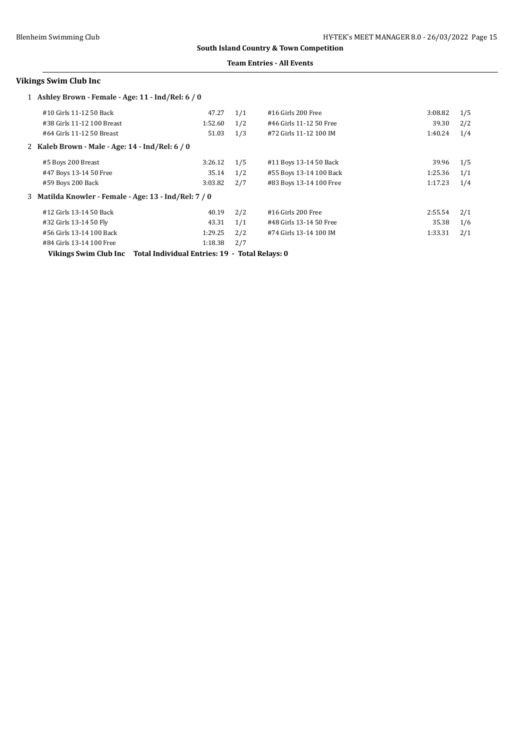**South Island Country & Town Competition**

**Team Entries - All Events**

## Vikings Swim Club Inc

**1 Ashley Brown - Female - Age: 11 - Ind/Rel: 6 / 0**

| Event | Time | | Event | Time | |
|---|---|---|---|---|---|
| #10 Girls 11-12 50 Back | 47.27 | 1/1 | #16 Girls 200 Free | 3:08.82 | 1/5 |
| #38 Girls 11-12 100 Breast | 1:52.60 | 1/2 | #46 Girls 11-12 50 Free | 39.30 | 2/2 |
| #64 Girls 11-12 50 Breast | 51.03 | 1/3 | #72 Girls 11-12 100 IM | 1:40.24 | 1/4 |

**2 Kaleb Brown - Male - Age: 14 - Ind/Rel: 6 / 0**

| Event | Time | | Event | Time | |
|---|---|---|---|---|---|
| #5 Boys 200 Breast | 3:26.12 | 1/5 | #11 Boys 13-14 50 Back | 39.96 | 1/5 |
| #47 Boys 13-14 50 Free | 35.14 | 1/2 | #55 Boys 13-14 100 Back | 1:25.36 | 1/1 |
| #59 Boys 200 Back | 3:03.82 | 2/7 | #83 Boys 13-14 100 Free | 1:17.23 | 1/4 |

**3 Matilda Knowler - Female - Age: 13 - Ind/Rel: 7 / 0**

| Event | Time | | Event | Time | |
|---|---|---|---|---|---|
| #12 Girls 13-14 50 Back | 40.19 | 2/2 | #16 Girls 200 Free | 2:55.54 | 2/1 |
| #32 Girls 13-14 50 Fly | 43.31 | 1/1 | #48 Girls 13-14 50 Free | 35.38 | 1/6 |
| #56 Girls 13-14 100 Back | 1:29.25 | 2/2 | #74 Girls 13-14 100 IM | 1:33.31 | 2/1 |
| #84 Girls 13-14 100 Free | 1:18.38 | 2/7 | | | |

**Vikings Swim Club Inc Total Individual Entries: 19 - Total Relays: 0**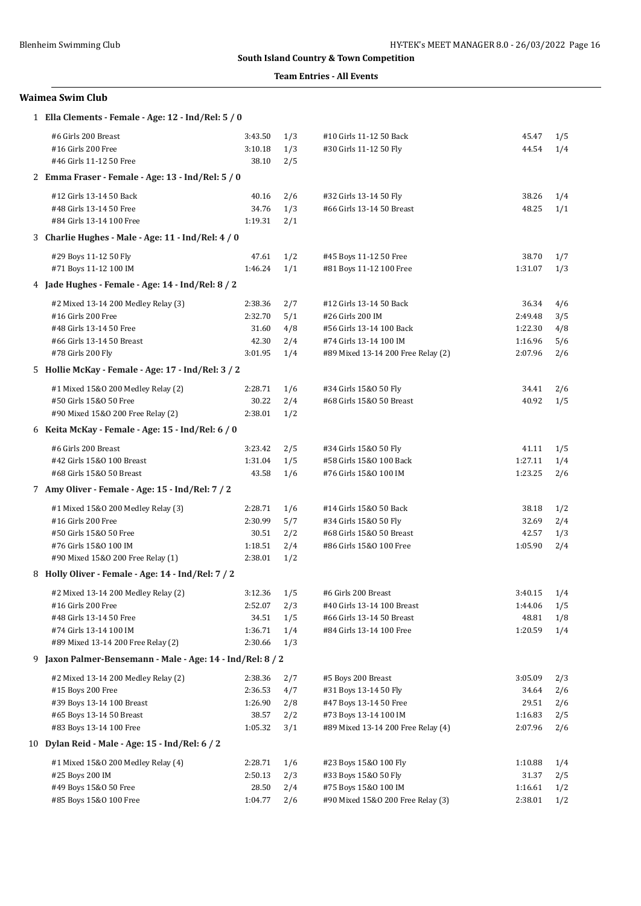**South Island Country & Town Competition**

**Team Entries - All Events**

## Waimea Swim Club

### 1 Ella Clements - Female - Age: 12 - Ind/Rel: 5 / 0

| Event | Time | Heat/Lane | Event | Time | Heat/Lane |
|---|---|---|---|---|---|
| #6 Girls 200 Breast | 3:43.50 | 1/3 | #10 Girls 11-12 50 Back | 45.47 | 1/5 |
| #16 Girls 200 Free | 3:10.18 | 1/3 | #30 Girls 11-12 50 Fly | 44.54 | 1/4 |
| #46 Girls 11-12 50 Free | 38.10 | 2/5 | | | |

### 2 Emma Fraser - Female - Age: 13 - Ind/Rel: 5 / 0

| Event | Time | Heat/Lane | Event | Time | Heat/Lane |
|---|---|---|---|---|---|
| #12 Girls 13-14 50 Back | 40.16 | 2/6 | #32 Girls 13-14 50 Fly | 38.26 | 1/4 |
| #48 Girls 13-14 50 Free | 34.76 | 1/3 | #66 Girls 13-14 50 Breast | 48.25 | 1/1 |
| #84 Girls 13-14 100 Free | 1:19.31 | 2/1 | | | |

### 3 Charlie Hughes - Male - Age: 11 - Ind/Rel: 4 / 0

| Event | Time | Heat/Lane | Event | Time | Heat/Lane |
|---|---|---|---|---|---|
| #29 Boys 11-12 50 Fly | 47.61 | 1/2 | #45 Boys 11-12 50 Free | 38.70 | 1/7 |
| #71 Boys 11-12 100 IM | 1:46.24 | 1/1 | #81 Boys 11-12 100 Free | 1:31.07 | 1/3 |

### 4 Jade Hughes - Female - Age: 14 - Ind/Rel: 8 / 2

| Event | Time | Heat/Lane | Event | Time | Heat/Lane |
|---|---|---|---|---|---|
| #2 Mixed 13-14 200 Medley Relay (3) | 2:38.36 | 2/7 | #12 Girls 13-14 50 Back | 36.34 | 4/6 |
| #16 Girls 200 Free | 2:32.70 | 5/1 | #26 Girls 200 IM | 2:49.48 | 3/5 |
| #48 Girls 13-14 50 Free | 31.60 | 4/8 | #56 Girls 13-14 100 Back | 1:22.30 | 4/8 |
| #66 Girls 13-14 50 Breast | 42.30 | 2/4 | #74 Girls 13-14 100 IM | 1:16.96 | 5/6 |
| #78 Girls 200 Fly | 3:01.95 | 1/4 | #89 Mixed 13-14 200 Free Relay (2) | 2:07.96 | 2/6 |

### 5 Hollie McKay - Female - Age: 17 - Ind/Rel: 3 / 2

| Event | Time | Heat/Lane | Event | Time | Heat/Lane |
|---|---|---|---|---|---|
| #1 Mixed 15&O 200 Medley Relay (2) | 2:28.71 | 1/6 | #34 Girls 15&O 50 Fly | 34.41 | 2/6 |
| #50 Girls 15&O 50 Free | 30.22 | 2/4 | #68 Girls 15&O 50 Breast | 40.92 | 1/5 |
| #90 Mixed 15&O 200 Free Relay (2) | 2:38.01 | 1/2 | | | |

### 6 Keita McKay - Female - Age: 15 - Ind/Rel: 6 / 0

| Event | Time | Heat/Lane | Event | Time | Heat/Lane |
|---|---|---|---|---|---|
| #6 Girls 200 Breast | 3:23.42 | 2/5 | #34 Girls 15&O 50 Fly | 41.11 | 1/5 |
| #42 Girls 15&O 100 Breast | 1:31.04 | 1/5 | #58 Girls 15&O 100 Back | 1:27.11 | 1/4 |
| #68 Girls 15&O 50 Breast | 43.58 | 1/6 | #76 Girls 15&O 100 IM | 1:23.25 | 2/6 |

### 7 Amy Oliver - Female - Age: 15 - Ind/Rel: 7 / 2

| Event | Time | Heat/Lane | Event | Time | Heat/Lane |
|---|---|---|---|---|---|
| #1 Mixed 15&O 200 Medley Relay (3) | 2:28.71 | 1/6 | #14 Girls 15&O 50 Back | 38.18 | 1/2 |
| #16 Girls 200 Free | 2:30.99 | 5/7 | #34 Girls 15&O 50 Fly | 32.69 | 2/4 |
| #50 Girls 15&O 50 Free | 30.51 | 2/2 | #68 Girls 15&O 50 Breast | 42.57 | 1/3 |
| #76 Girls 15&O 100 IM | 1:18.51 | 2/4 | #86 Girls 15&O 100 Free | 1:05.90 | 2/4 |
| #90 Mixed 15&O 200 Free Relay (1) | 2:38.01 | 1/2 | | | |

### 8 Holly Oliver - Female - Age: 14 - Ind/Rel: 7 / 2

| Event | Time | Heat/Lane | Event | Time | Heat/Lane |
|---|---|---|---|---|---|
| #2 Mixed 13-14 200 Medley Relay (2) | 3:12.36 | 1/5 | #6 Girls 200 Breast | 3:40.15 | 1/4 |
| #16 Girls 200 Free | 2:52.07 | 2/3 | #40 Girls 13-14 100 Breast | 1:44.06 | 1/5 |
| #48 Girls 13-14 50 Free | 34.51 | 1/5 | #66 Girls 13-14 50 Breast | 48.81 | 1/8 |
| #74 Girls 13-14 100 IM | 1:36.71 | 1/4 | #84 Girls 13-14 100 Free | 1:20.59 | 1/4 |
| #89 Mixed 13-14 200 Free Relay (2) | 2:30.66 | 1/3 | | | |

### 9 Jaxon Palmer-Bensemann - Male - Age: 14 - Ind/Rel: 8 / 2

| Event | Time | Heat/Lane | Event | Time | Heat/Lane |
|---|---|---|---|---|---|
| #2 Mixed 13-14 200 Medley Relay (2) | 2:38.36 | 2/7 | #5 Boys 200 Breast | 3:05.09 | 2/3 |
| #15 Boys 200 Free | 2:36.53 | 4/7 | #31 Boys 13-14 50 Fly | 34.64 | 2/6 |
| #39 Boys 13-14 100 Breast | 1:26.90 | 2/8 | #47 Boys 13-14 50 Free | 29.51 | 2/6 |
| #65 Boys 13-14 50 Breast | 38.57 | 2/2 | #73 Boys 13-14 100 IM | 1:16.83 | 2/5 |
| #83 Boys 13-14 100 Free | 1:05.32 | 3/1 | #89 Mixed 13-14 200 Free Relay (4) | 2:07.96 | 2/6 |

### 10 Dylan Reid - Male - Age: 15 - Ind/Rel: 6 / 2

| Event | Time | Heat/Lane | Event | Time | Heat/Lane |
|---|---|---|---|---|---|
| #1 Mixed 15&O 200 Medley Relay (4) | 2:28.71 | 1/6 | #23 Boys 15&O 100 Fly | 1:10.88 | 1/4 |
| #25 Boys 200 IM | 2:50.13 | 2/3 | #33 Boys 15&O 50 Fly | 31.37 | 2/5 |
| #49 Boys 15&O 50 Free | 28.50 | 2/4 | #75 Boys 15&O 100 IM | 1:16.61 | 1/2 |
| #85 Boys 15&O 100 Free | 1:04.77 | 2/6 | #90 Mixed 15&O 200 Free Relay (3) | 2:38.01 | 1/2 |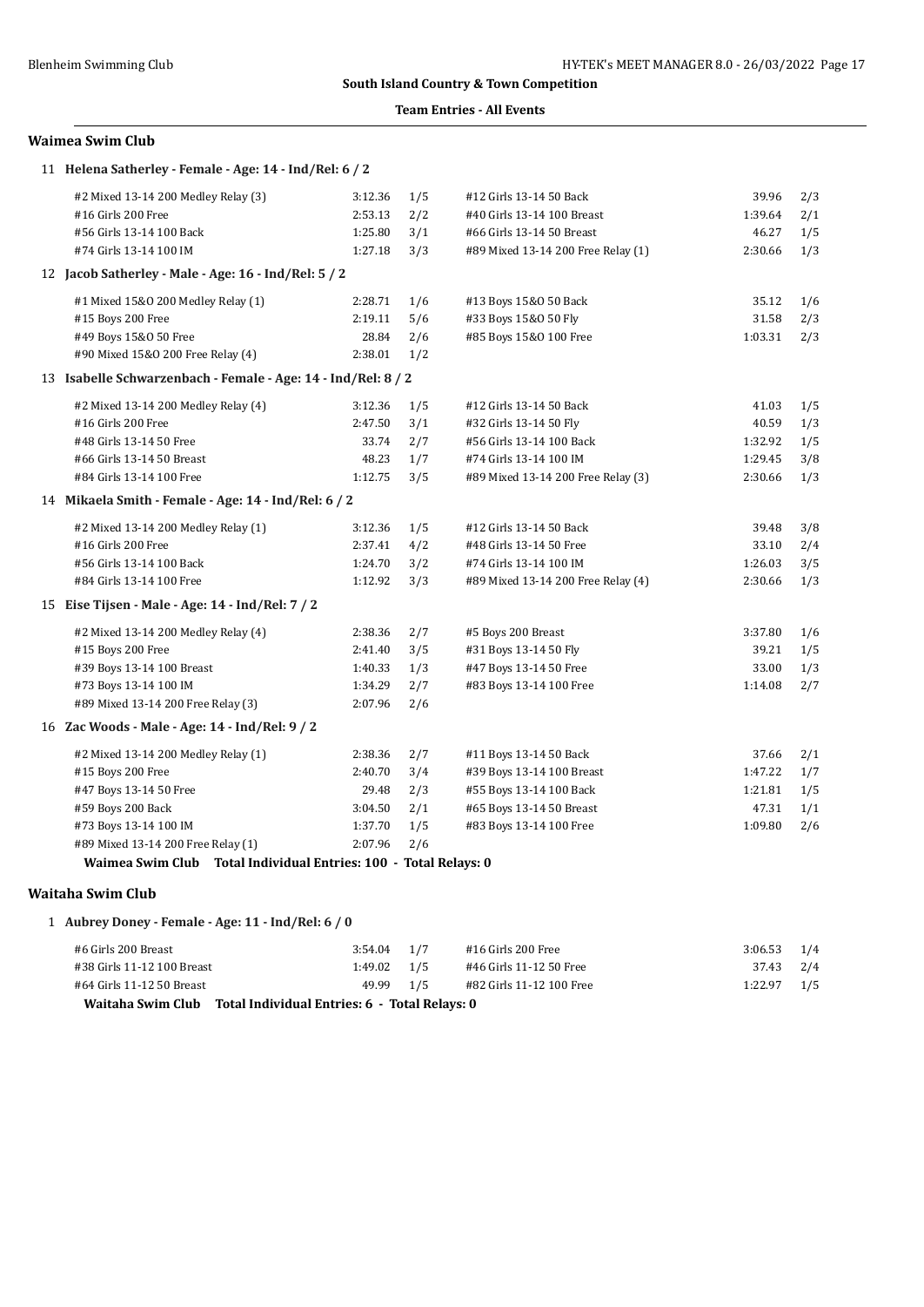**South Island Country & Town Competition**

**Team Entries - All Events**

## Waimea Swim Club

### 11 Helena Satherley - Female - Age: 14 - Ind/Rel: 6 / 2

| | | | | | |
|---|---|---|---|---|---|
| #2 Mixed 13-14 200 Medley Relay (3) | 3:12.36 | 1/5 | #12 Girls 13-14 50 Back | 39.96 | 2/3 |
| #16 Girls 200 Free | 2:53.13 | 2/2 | #40 Girls 13-14 100 Breast | 1:39.64 | 2/1 |
| #56 Girls 13-14 100 Back | 1:25.80 | 3/1 | #66 Girls 13-14 50 Breast | 46.27 | 1/5 |
| #74 Girls 13-14 100 IM | 1:27.18 | 3/3 | #89 Mixed 13-14 200 Free Relay (1) | 2:30.66 | 1/3 |

### 12 Jacob Satherley - Male - Age: 16 - Ind/Rel: 5 / 2

| | | | | | |
|---|---|---|---|---|---|
| #1 Mixed 15&O 200 Medley Relay (1) | 2:28.71 | 1/6 | #13 Boys 15&O 50 Back | 35.12 | 1/6 |
| #15 Boys 200 Free | 2:19.11 | 5/6 | #33 Boys 15&O 50 Fly | 31.58 | 2/3 |
| #49 Boys 15&O 50 Free | 28.84 | 2/6 | #85 Boys 15&O 100 Free | 1:03.31 | 2/3 |
| #90 Mixed 15&O 200 Free Relay (4) | 2:38.01 | 1/2 | | | |

### 13 Isabelle Schwarzenbach - Female - Age: 14 - Ind/Rel: 8 / 2

| | | | | | |
|---|---|---|---|---|---|
| #2 Mixed 13-14 200 Medley Relay (4) | 3:12.36 | 1/5 | #12 Girls 13-14 50 Back | 41.03 | 1/5 |
| #16 Girls 200 Free | 2:47.50 | 3/1 | #32 Girls 13-14 50 Fly | 40.59 | 1/3 |
| #48 Girls 13-14 50 Free | 33.74 | 2/7 | #56 Girls 13-14 100 Back | 1:32.92 | 1/5 |
| #66 Girls 13-14 50 Breast | 48.23 | 1/7 | #74 Girls 13-14 100 IM | 1:29.45 | 3/8 |
| #84 Girls 13-14 100 Free | 1:12.75 | 3/5 | #89 Mixed 13-14 200 Free Relay (3) | 2:30.66 | 1/3 |

### 14 Mikaela Smith - Female - Age: 14 - Ind/Rel: 6 / 2

| | | | | | |
|---|---|---|---|---|---|
| #2 Mixed 13-14 200 Medley Relay (1) | 3:12.36 | 1/5 | #12 Girls 13-14 50 Back | 39.48 | 3/8 |
| #16 Girls 200 Free | 2:37.41 | 4/2 | #48 Girls 13-14 50 Free | 33.10 | 2/4 |
| #56 Girls 13-14 100 Back | 1:24.70 | 3/2 | #74 Girls 13-14 100 IM | 1:26.03 | 3/5 |
| #84 Girls 13-14 100 Free | 1:12.92 | 3/3 | #89 Mixed 13-14 200 Free Relay (4) | 2:30.66 | 1/3 |

### 15 Eise Tijsen - Male - Age: 14 - Ind/Rel: 7 / 2

| | | | | | |
|---|---|---|---|---|---|
| #2 Mixed 13-14 200 Medley Relay (4) | 2:38.36 | 2/7 | #5 Boys 200 Breast | 3:37.80 | 1/6 |
| #15 Boys 200 Free | 2:41.40 | 3/5 | #31 Boys 13-14 50 Fly | 39.21 | 1/5 |
| #39 Boys 13-14 100 Breast | 1:40.33 | 1/3 | #47 Boys 13-14 50 Free | 33.00 | 1/3 |
| #73 Boys 13-14 100 IM | 1:34.29 | 2/7 | #83 Boys 13-14 100 Free | 1:14.08 | 2/7 |
| #89 Mixed 13-14 200 Free Relay (3) | 2:07.96 | 2/6 | | | |

### 16 Zac Woods - Male - Age: 14 - Ind/Rel: 9 / 2

| | | | | | |
|---|---|---|---|---|---|
| #2 Mixed 13-14 200 Medley Relay (1) | 2:38.36 | 2/7 | #11 Boys 13-14 50 Back | 37.66 | 2/1 |
| #15 Boys 200 Free | 2:40.70 | 3/4 | #39 Boys 13-14 100 Breast | 1:47.22 | 1/7 |
| #47 Boys 13-14 50 Free | 29.48 | 2/3 | #55 Boys 13-14 100 Back | 1:21.81 | 1/5 |
| #59 Boys 200 Back | 3:04.50 | 2/1 | #65 Boys 13-14 50 Breast | 47.31 | 1/1 |
| #73 Boys 13-14 100 IM | 1:37.70 | 1/5 | #83 Boys 13-14 100 Free | 1:09.80 | 2/6 |
| #89 Mixed 13-14 200 Free Relay (1) | 2:07.96 | 2/6 | | | |

**Waimea Swim Club Total Individual Entries: 100 - Total Relays: 0**

## Waitaha Swim Club

### 1 Aubrey Doney - Female - Age: 11 - Ind/Rel: 6 / 0

| | | | | | |
|---|---|---|---|---|---|
| #6 Girls 200 Breast | 3:54.04 | 1/7 | #16 Girls 200 Free | 3:06.53 | 1/4 |
| #38 Girls 11-12 100 Breast | 1:49.02 | 1/5 | #46 Girls 11-12 50 Free | 37.43 | 2/4 |
| #64 Girls 11-12 50 Breast | 49.99 | 1/5 | #82 Girls 11-12 100 Free | 1:22.97 | 1/5 |

**Waitaha Swim Club Total Individual Entries: 6 - Total Relays: 0**